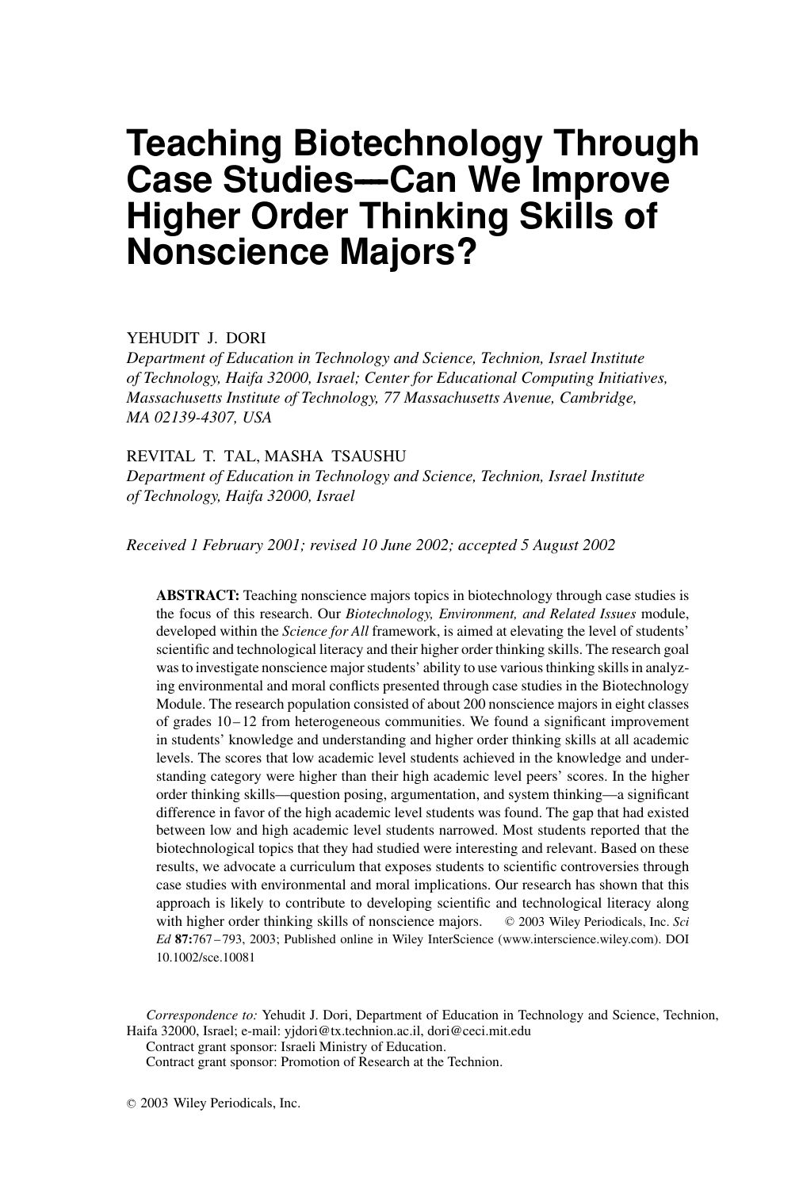# Teaching Biotechnology Through Case Studies—Can We Improve Higher Order Thinking Skills of Nonscience Majors?

YEHUDIT J. DORI

*Department of Education in Technology and Science, Technion, Israel Institute of Technology, Haifa 32000, Israel; Center for Educational Computing Initiatives, Massachusetts Institute of Technology, 77 Massachusetts Avenue, Cambridge, MA 02139-4307, USA*

REVITAL T. TAL, MASHA TSAUSHU

*Department of Education in Technology and Science, Technion, Israel Institute of Technology, Haifa 32000, Israel*

*Received 1 February 2001; revised 10 June 2002; accepted 5 August 2002*

**ABSTRACT:** Teaching nonscience majors topics in biotechnology through case studies is the focus of this research. Our *Biotechnology, Environment, and Related Issues* module, developed within the *Science for All* framework, is aimed at elevating the level of students' scientific and technological literacy and their higher order thinking skills. The research goal was to investigate nonscience major students' ability to use various thinking skills in analyzing environmental and moral conflicts presented through case studies in the Biotechnology Module. The research population consisted of about 200 nonscience majors in eight classes of grades 10–12 from heterogeneous communities. We found a significant improvement in students' knowledge and understanding and higher order thinking skills at all academic levels. The scores that low academic level students achieved in the knowledge and understanding category were higher than their high academic level peers' scores. In the higher order thinking skills—question posing, argumentation, and system thinking—a significant difference in favor of the high academic level students was found. The gap that had existed between low and high academic level students narrowed. Most students reported that the biotechnological topics that they had studied were interesting and relevant. Based on these results, we advocate a curriculum that exposes students to scientific controversies through case studies with environmental and moral implications. Our research has shown that this approach is likely to contribute to developing scientific and technological literacy along with higher order thinking skills of nonscience majors. © 2003 Wiley Periodicals, Inc. *Sci Ed* **87:**767–793, 2003; Published online in Wiley InterScience (www.interscience.wiley.com). DOI 10.1002/sce.10081

*Correspondence to:* Yehudit J. Dori, Department of Education in Technology and Science, Technion, Haifa 32000, Israel; e-mail: yjdori@tx.technion.ac.il, dori@ceci.mit.edu

Contract grant sponsor: Israeli Ministry of Education.

Contract grant sponsor: Promotion of Research at the Technion.

© 2003 Wiley Periodicals, Inc.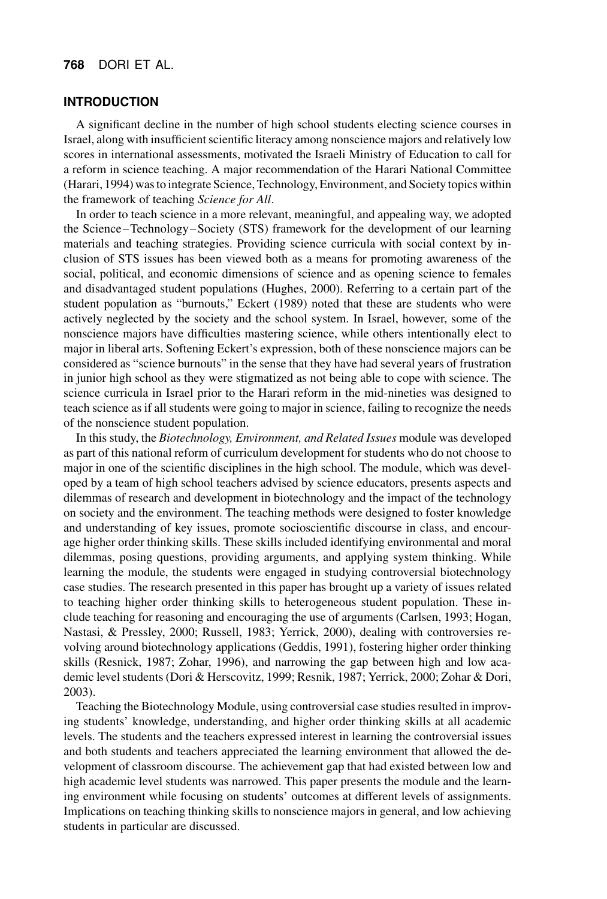## INTRODUCTION

A significant decline in the number of high school students electing science courses in Israel, along with insufficient scientific literacy among nonscience majors and relatively low scores in international assessments, motivated the Israeli Ministry of Education to call for a reform in science teaching. A major recommendation of the Harari National Committee (Harari, 1994) was to integrate Science, Technology, Environment, and Society topics within the framework of teaching *Science for All*.

In order to teach science in a more relevant, meaningful, and appealing way, we adopted the Science–Technology–Society (STS) framework for the development of our learning materials and teaching strategies. Providing science curricula with social context by inclusion of STS issues has been viewed both as a means for promoting awareness of the social, political, and economic dimensions of science and as opening science to females and disadvantaged student populations (Hughes, 2000). Referring to a certain part of the student population as "burnouts," Eckert (1989) noted that these are students who were actively neglected by the society and the school system. In Israel, however, some of the nonscience majors have difficulties mastering science, while others intentionally elect to major in liberal arts. Softening Eckert's expression, both of these nonscience majors can be considered as "science burnouts" in the sense that they have had several years of frustration in junior high school as they were stigmatized as not being able to cope with science. The science curricula in Israel prior to the Harari reform in the mid-nineties was designed to teach science as if all students were going to major in science, failing to recognize the needs of the nonscience student population.

In this study, the *Biotechnology, Environment, and Related Issues* module was developed as part of this national reform of curriculum development for students who do not choose to major in one of the scientific disciplines in the high school. The module, which was developed by a team of high school teachers advised by science educators, presents aspects and dilemmas of research and development in biotechnology and the impact of the technology on society and the environment. The teaching methods were designed to foster knowledge and understanding of key issues, promote socioscientific discourse in class, and encourage higher order thinking skills. These skills included identifying environmental and moral dilemmas, posing questions, providing arguments, and applying system thinking. While learning the module, the students were engaged in studying controversial biotechnology case studies. The research presented in this paper has brought up a variety of issues related to teaching higher order thinking skills to heterogeneous student population. These include teaching for reasoning and encouraging the use of arguments (Carlsen, 1993; Hogan, Nastasi, & Pressley, 2000; Russell, 1983; Yerrick, 2000), dealing with controversies revolving around biotechnology applications (Geddis, 1991), fostering higher order thinking skills (Resnick, 1987; Zohar, 1996), and narrowing the gap between high and low academic level students (Dori & Herscovitz, 1999; Resnik, 1987; Yerrick, 2000; Zohar & Dori, 2003).

Teaching the Biotechnology Module, using controversial case studies resulted in improving students' knowledge, understanding, and higher order thinking skills at all academic levels. The students and the teachers expressed interest in learning the controversial issues and both students and teachers appreciated the learning environment that allowed the development of classroom discourse. The achievement gap that had existed between low and high academic level students was narrowed. This paper presents the module and the learning environment while focusing on students' outcomes at different levels of assignments. Implications on teaching thinking skills to nonscience majors in general, and low achieving students in particular are discussed.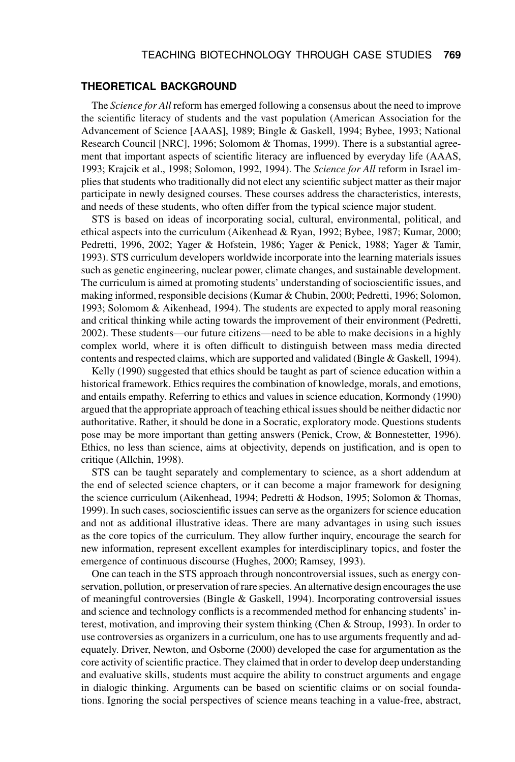## THEORETICAL BACKGROUND

The *Science for All* reform has emerged following a consensus about the need to improve the scientific literacy of students and the vast population (American Association for the Advancement of Science [AAAS], 1989; Bingle & Gaskell, 1994; Bybee, 1993; National Research Council [NRC], 1996; Solomom & Thomas, 1999). There is a substantial agreement that important aspects of scientific literacy are influenced by everyday life (AAAS, 1993; Krajcik et al., 1998; Solomon, 1992, 1994). The *Science for All* reform in Israel implies that students who traditionally did not elect any scientific subject matter as their major participate in newly designed courses. These courses address the characteristics, interests, and needs of these students, who often differ from the typical science major student.

STS is based on ideas of incorporating social, cultural, environmental, political, and ethical aspects into the curriculum (Aikenhead & Ryan, 1992; Bybee, 1987; Kumar, 2000; Pedretti, 1996, 2002; Yager & Hofstein, 1986; Yager & Penick, 1988; Yager & Tamir, 1993). STS curriculum developers worldwide incorporate into the learning materials issues such as genetic engineering, nuclear power, climate changes, and sustainable development. The curriculum is aimed at promoting students' understanding of socioscientific issues, and making informed, responsible decisions (Kumar & Chubin, 2000; Pedretti, 1996; Solomon, 1993; Solomom & Aikenhead, 1994). The students are expected to apply moral reasoning and critical thinking while acting towards the improvement of their environment (Pedretti, 2002). These students—our future citizens—need to be able to make decisions in a highly complex world, where it is often difficult to distinguish between mass media directed contents and respected claims, which are supported and validated (Bingle & Gaskell, 1994).

Kelly (1990) suggested that ethics should be taught as part of science education within a historical framework. Ethics requires the combination of knowledge, morals, and emotions, and entails empathy. Referring to ethics and values in science education, Kormondy (1990) argued that the appropriate approach of teaching ethical issues should be neither didactic nor authoritative. Rather, it should be done in a Socratic, exploratory mode. Questions students pose may be more important than getting answers (Penick, Crow, & Bonnestetter, 1996). Ethics, no less than science, aims at objectivity, depends on justification, and is open to critique (Allchin, 1998).

STS can be taught separately and complementary to science, as a short addendum at the end of selected science chapters, or it can become a major framework for designing the science curriculum (Aikenhead, 1994; Pedretti & Hodson, 1995; Solomon & Thomas, 1999). In such cases, socioscientific issues can serve as the organizers for science education and not as additional illustrative ideas. There are many advantages in using such issues as the core topics of the curriculum. They allow further inquiry, encourage the search for new information, represent excellent examples for interdisciplinary topics, and foster the emergence of continuous discourse (Hughes, 2000; Ramsey, 1993).

One can teach in the STS approach through noncontroversial issues, such as energy conservation, pollution, or preservation of rare species. An alternative design encourages the use of meaningful controversies (Bingle & Gaskell, 1994). Incorporating controversial issues and science and technology conflicts is a recommended method for enhancing students' interest, motivation, and improving their system thinking (Chen & Stroup, 1993). In order to use controversies as organizers in a curriculum, one has to use arguments frequently and adequately. Driver, Newton, and Osborne (2000) developed the case for argumentation as the core activity of scientific practice. They claimed that in order to develop deep understanding and evaluative skills, students must acquire the ability to construct arguments and engage in dialogic thinking. Arguments can be based on scientific claims or on social foundations. Ignoring the social perspectives of science means teaching in a value-free, abstract,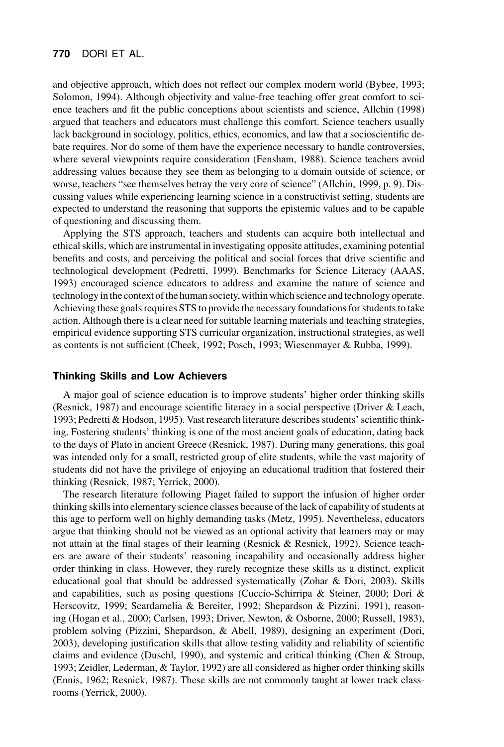and objective approach, which does not reflect our complex modern world (Bybee, 1993; Solomon, 1994). Although objectivity and value-free teaching offer great comfort to science teachers and fit the public conceptions about scientists and science, Allchin (1998) argued that teachers and educators must challenge this comfort. Science teachers usually lack background in sociology, politics, ethics, economics, and law that a socioscientific debate requires. Nor do some of them have the experience necessary to handle controversies, where several viewpoints require consideration (Fensham, 1988). Science teachers avoid addressing values because they see them as belonging to a domain outside of science, or worse, teachers "see themselves betray the very core of science" (Allchin, 1999, p. 9). Discussing values while experiencing learning science in a constructivist setting, students are expected to understand the reasoning that supports the epistemic values and to be capable of questioning and discussing them.

Applying the STS approach, teachers and students can acquire both intellectual and ethical skills, which are instrumental in investigating opposite attitudes, examining potential benefits and costs, and perceiving the political and social forces that drive scientific and technological development (Pedretti, 1999). Benchmarks for Science Literacy (AAAS, 1993) encouraged science educators to address and examine the nature of science and technology in the context of the human society, within which science and technology operate. Achieving these goals requires STS to provide the necessary foundations for students to take action. Although there is a clear need for suitable learning materials and teaching strategies, empirical evidence supporting STS curricular organization, instructional strategies, as well as contents is not sufficient (Cheek, 1992; Posch, 1993; Wiesenmayer & Rubba, 1999).

### Thinking Skills and Low Achievers

A major goal of science education is to improve students' higher order thinking skills (Resnick, 1987) and encourage scientific literacy in a social perspective (Driver & Leach, 1993; Pedretti & Hodson, 1995). Vast research literature describes students' scientific thinking. Fostering students' thinking is one of the most ancient goals of education, dating back to the days of Plato in ancient Greece (Resnick, 1987). During many generations, this goal was intended only for a small, restricted group of elite students, while the vast majority of students did not have the privilege of enjoying an educational tradition that fostered their thinking (Resnick, 1987; Yerrick, 2000).

The research literature following Piaget failed to support the infusion of higher order thinking skills into elementary science classes because of the lack of capability of students at this age to perform well on highly demanding tasks (Metz, 1995). Nevertheless, educators argue that thinking should not be viewed as an optional activity that learners may or may not attain at the final stages of their learning (Resnick & Resnick, 1992). Science teachers are aware of their students' reasoning incapability and occasionally address higher order thinking in class. However, they rarely recognize these skills as a distinct, explicit educational goal that should be addressed systematically (Zohar & Dori, 2003). Skills and capabilities, such as posing questions (Cuccio-Schirripa & Steiner, 2000; Dori & Herscovitz, 1999; Scardamelia & Bereiter, 1992; Shepardson & Pizzini, 1991), reasoning (Hogan et al., 2000; Carlsen, 1993; Driver, Newton, & Osborne, 2000; Russell, 1983), problem solving (Pizzini, Shepardson, & Abell, 1989), designing an experiment (Dori, 2003), developing justification skills that allow testing validity and reliability of scientific claims and evidence (Duschl, 1990), and systemic and critical thinking (Chen & Stroup, 1993; Zeidler, Lederman, & Taylor, 1992) are all considered as higher order thinking skills (Ennis, 1962; Resnick, 1987). These skills are not commonly taught at lower track classrooms (Yerrick, 2000).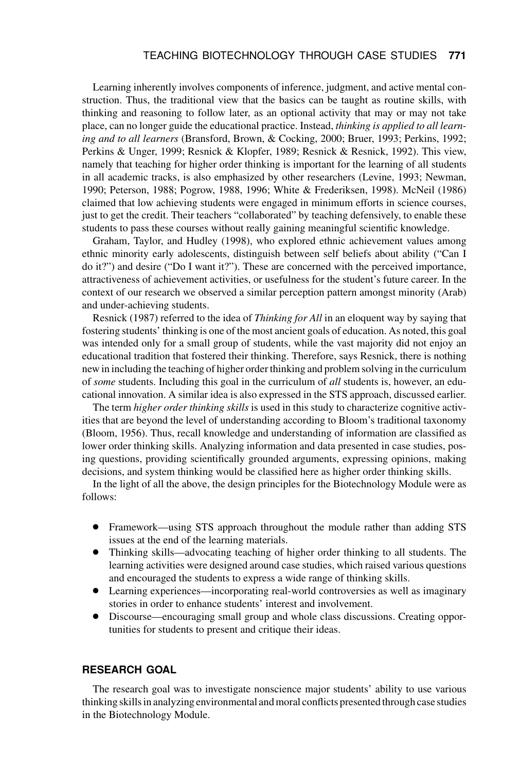Learning inherently involves components of inference, judgment, and active mental construction. Thus, the traditional view that the basics can be taught as routine skills, with thinking and reasoning to follow later, as an optional activity that may or may not take place, can no longer guide the educational practice. Instead, *thinking is applied to all learning and to all learners* (Bransford, Brown, & Cocking, 2000; Bruer, 1993; Perkins, 1992; Perkins & Unger, 1999; Resnick & Klopfer, 1989; Resnick & Resnick, 1992). This view, namely that teaching for higher order thinking is important for the learning of all students in all academic tracks, is also emphasized by other researchers (Levine, 1993; Newman, 1990; Peterson, 1988; Pogrow, 1988, 1996; White & Frederiksen, 1998). McNeil (1986) claimed that low achieving students were engaged in minimum efforts in science courses, just to get the credit. Their teachers "collaborated" by teaching defensively, to enable these students to pass these courses without really gaining meaningful scientific knowledge.

Graham, Taylor, and Hudley (1998), who explored ethnic achievement values among ethnic minority early adolescents, distinguish between self beliefs about ability ("Can I do it?") and desire ("Do I want it?"). These are concerned with the perceived importance, attractiveness of achievement activities, or usefulness for the student's future career. In the context of our research we observed a similar perception pattern amongst minority (Arab) and under-achieving students.

Resnick (1987) referred to the idea of *Thinking for All* in an eloquent way by saying that fostering students' thinking is one of the most ancient goals of education. As noted, this goal was intended only for a small group of students, while the vast majority did not enjoy an educational tradition that fostered their thinking. Therefore, says Resnick, there is nothing new in including the teaching of higher order thinking and problem solving in the curriculum of *some* students. Including this goal in the curriculum of *all* students is, however, an educational innovation. A similar idea is also expressed in the STS approach, discussed earlier.

The term *higher order thinking skills* is used in this study to characterize cognitive activities that are beyond the level of understanding according to Bloom's traditional taxonomy (Bloom, 1956). Thus, recall knowledge and understanding of information are classified as lower order thinking skills. Analyzing information and data presented in case studies, posing questions, providing scientifically grounded arguments, expressing opinions, making decisions, and system thinking would be classified here as higher order thinking skills.

In the light of all the above, the design principles for the Biotechnology Module were as follows:

- Framework—using STS approach throughout the module rather than adding STS issues at the end of the learning materials.
- Thinking skills—advocating teaching of higher order thinking to all students. The learning activities were designed around case studies, which raised various questions and encouraged the students to express a wide range of thinking skills.
- Learning experiences—incorporating real-world controversies as well as imaginary stories in order to enhance students' interest and involvement.
- Discourse—encouraging small group and whole class discussions. Creating opportunities for students to present and critique their ideas.

## RESEARCH GOAL

The research goal was to investigate nonscience major students' ability to use various thinking skills in analyzing environmental and moral conflicts presented through case studies in the Biotechnology Module.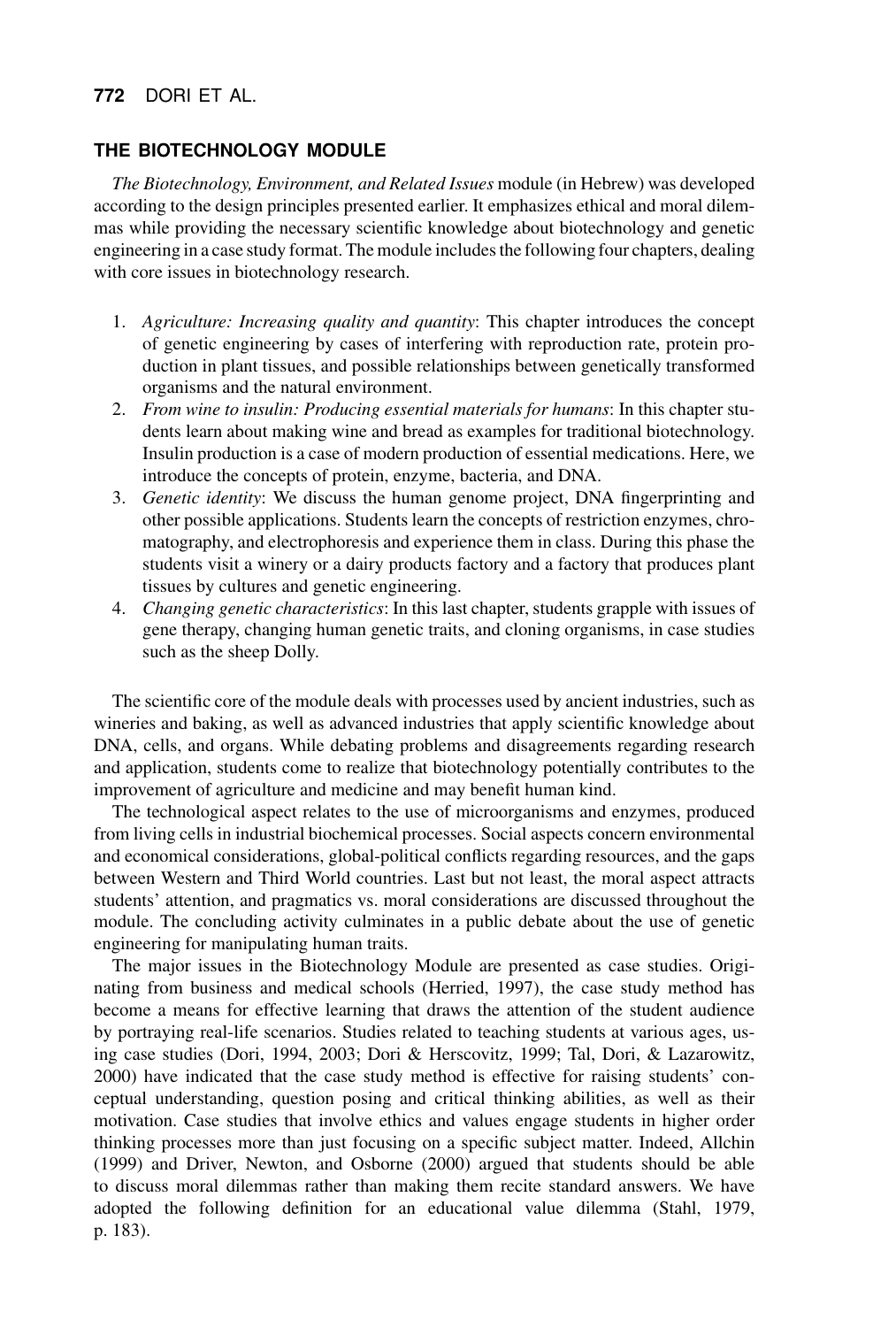## THE BIOTECHNOLOGY MODULE

*The Biotechnology, Environment, and Related Issues* module (in Hebrew) was developed according to the design principles presented earlier. It emphasizes ethical and moral dilemmas while providing the necessary scientific knowledge about biotechnology and genetic engineering in a case study format. The module includes the following four chapters, dealing with core issues in biotechnology research.

1. *Agriculture: Increasing quality and quantity*: This chapter introduces the concept of genetic engineering by cases of interfering with reproduction rate, protein production in plant tissues, and possible relationships between genetically transformed organisms and the natural environment.
2. *From wine to insulin: Producing essential materials for humans*: In this chapter students learn about making wine and bread as examples for traditional biotechnology. Insulin production is a case of modern production of essential medications. Here, we introduce the concepts of protein, enzyme, bacteria, and DNA.
3. *Genetic identity*: We discuss the human genome project, DNA fingerprinting and other possible applications. Students learn the concepts of restriction enzymes, chromatography, and electrophoresis and experience them in class. During this phase the students visit a winery or a dairy products factory and a factory that produces plant tissues by cultures and genetic engineering.
4. *Changing genetic characteristics*: In this last chapter, students grapple with issues of gene therapy, changing human genetic traits, and cloning organisms, in case studies such as the sheep Dolly.

The scientific core of the module deals with processes used by ancient industries, such as wineries and baking, as well as advanced industries that apply scientific knowledge about DNA, cells, and organs. While debating problems and disagreements regarding research and application, students come to realize that biotechnology potentially contributes to the improvement of agriculture and medicine and may benefit human kind.

The technological aspect relates to the use of microorganisms and enzymes, produced from living cells in industrial biochemical processes. Social aspects concern environmental and economical considerations, global-political conflicts regarding resources, and the gaps between Western and Third World countries. Last but not least, the moral aspect attracts students' attention, and pragmatics vs. moral considerations are discussed throughout the module. The concluding activity culminates in a public debate about the use of genetic engineering for manipulating human traits.

The major issues in the Biotechnology Module are presented as case studies. Originating from business and medical schools (Herried, 1997), the case study method has become a means for effective learning that draws the attention of the student audience by portraying real-life scenarios. Studies related to teaching students at various ages, using case studies (Dori, 1994, 2003; Dori & Herscovitz, 1999; Tal, Dori, & Lazarowitz, 2000) have indicated that the case study method is effective for raising students' conceptual understanding, question posing and critical thinking abilities, as well as their motivation. Case studies that involve ethics and values engage students in higher order thinking processes more than just focusing on a specific subject matter. Indeed, Allchin (1999) and Driver, Newton, and Osborne (2000) argued that students should be able to discuss moral dilemmas rather than making them recite standard answers. We have adopted the following definition for an educational value dilemma (Stahl, 1979, p. 183).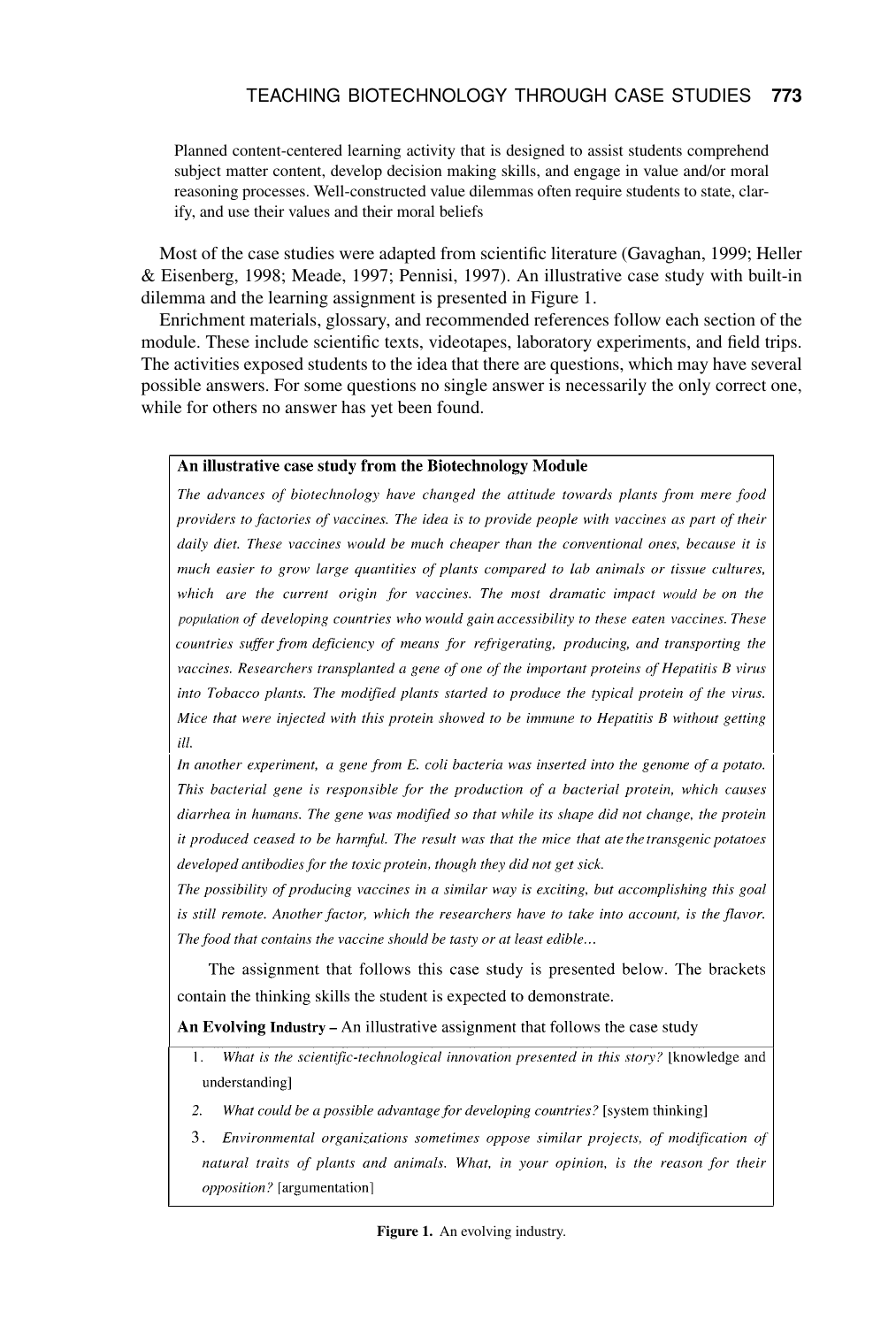Planned content-centered learning activity that is designed to assist students comprehend subject matter content, develop decision making skills, and engage in value and/or moral reasoning processes. Well-constructed value dilemmas often require students to state, clarify, and use their values and their moral beliefs

Most of the case studies were adapted from scientific literature (Gavaghan, 1999; Heller & Eisenberg, 1998; Meade, 1997; Pennisi, 1997). An illustrative case study with built-in dilemma and the learning assignment is presented in Figure 1.

Enrichment materials, glossary, and recommended references follow each section of the module. These include scientific texts, videotapes, laboratory experiments, and field trips. The activities exposed students to the idea that there are questions, which may have several possible answers. For some questions no single answer is necessarily the only correct one, while for others no answer has yet been found.

**An illustrative case study from the Biotechnology Module**

*The advances of biotechnology have changed the attitude towards plants from mere food providers to factories of vaccines. The idea is to provide people with vaccines as part of their daily diet. These vaccines would be much cheaper than the conventional ones, because it is much easier to grow large quantities of plants compared to lab animals or tissue cultures, which are the current origin for vaccines. The most dramatic impact would be on the population of developing countries who would gain accessibility to these eaten vaccines. These countries suffer from deficiency of means for refrigerating, producing, and transporting the vaccines. Researchers transplanted a gene of one of the important proteins of Hepatitis B virus into Tobacco plants. The modified plants started to produce the typical protein of the virus. Mice that were injected with this protein showed to be immune to Hepatitis B without getting ill.*

*In another experiment, a gene from E. coli bacteria was inserted into the genome of a potato. This bacterial gene is responsible for the production of a bacterial protein, which causes diarrhea in humans. The gene was modified so that while its shape did not change, the protein it produced ceased to be harmful. The result was that the mice that ate the transgenic potatoes developed antibodies for the toxic protein, though they did not get sick.*

*The possibility of producing vaccines in a similar way is exciting, but accomplishing this goal is still remote. Another factor, which the researchers have to take into account, is the flavor. The food that contains the vaccine should be tasty or at least edible...*

The assignment that follows this case study is presented below. The brackets contain the thinking skills the student is expected to demonstrate.

**An Evolving Industry** – An illustrative assignment that follows the case study

1. *What is the scientific-technological innovation presented in this story?* [knowledge and understanding]
2. *What could be a possible advantage for developing countries?* [system thinking]
3. *Environmental organizations sometimes oppose similar projects, of modification of natural traits of plants and animals. What, in your opinion, is the reason for their opposition?* [argumentation]

**Figure 1.** An evolving industry.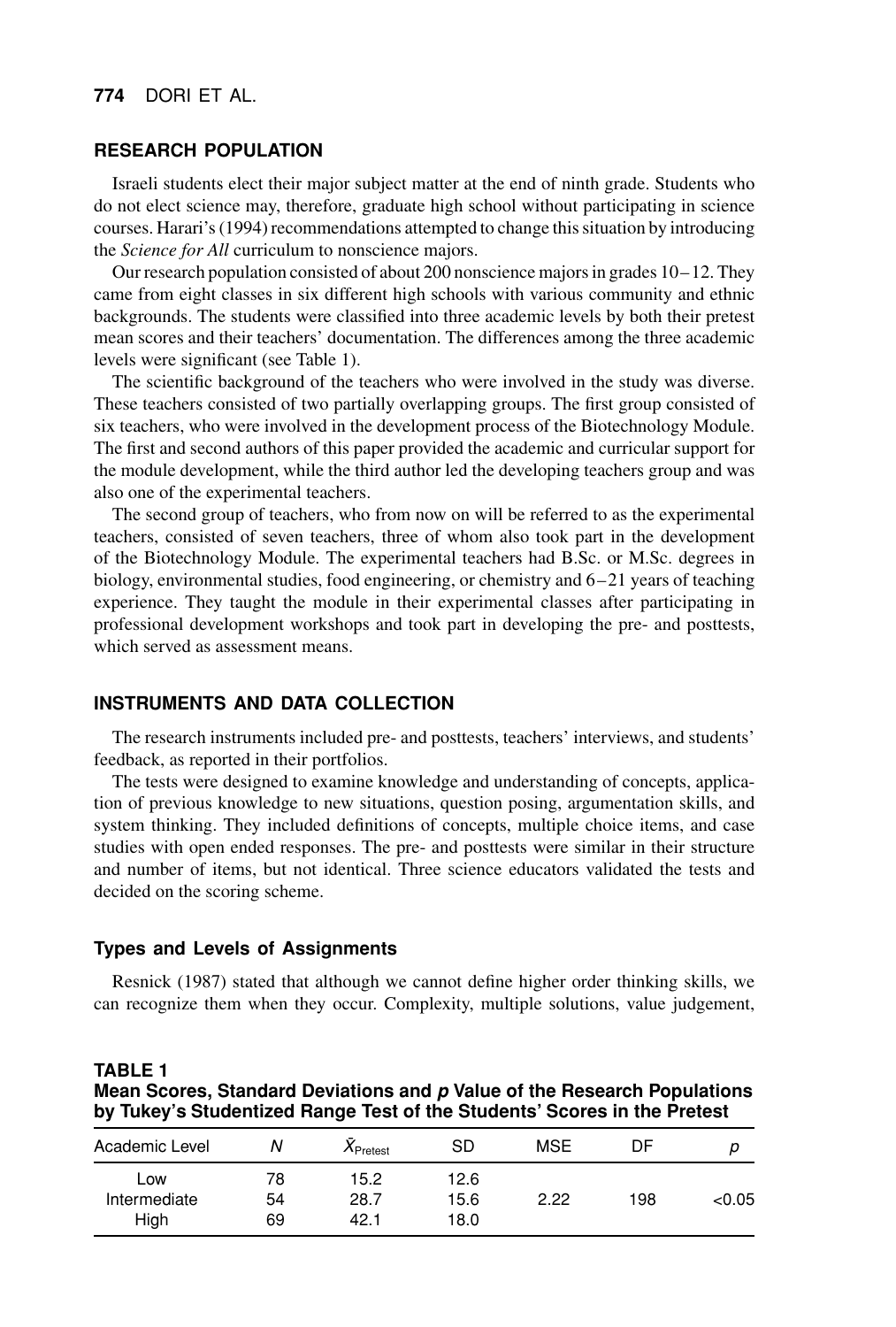## RESEARCH POPULATION

Israeli students elect their major subject matter at the end of ninth grade. Students who do not elect science may, therefore, graduate high school without participating in science courses. Harari's (1994) recommendations attempted to change this situation by introducing the *Science for All* curriculum to nonscience majors.

Our research population consisted of about 200 nonscience majors in grades 10–12. They came from eight classes in six different high schools with various community and ethnic backgrounds. The students were classified into three academic levels by both their pretest mean scores and their teachers' documentation. The differences among the three academic levels were significant (see Table 1).

The scientific background of the teachers who were involved in the study was diverse. These teachers consisted of two partially overlapping groups. The first group consisted of six teachers, who were involved in the development process of the Biotechnology Module. The first and second authors of this paper provided the academic and curricular support for the module development, while the third author led the developing teachers group and was also one of the experimental teachers.

The second group of teachers, who from now on will be referred to as the experimental teachers, consisted of seven teachers, three of whom also took part in the development of the Biotechnology Module. The experimental teachers had B.Sc. or M.Sc. degrees in biology, environmental studies, food engineering, or chemistry and 6–21 years of teaching experience. They taught the module in their experimental classes after participating in professional development workshops and took part in developing the pre- and posttests, which served as assessment means.

## INSTRUMENTS AND DATA COLLECTION

The research instruments included pre- and posttests, teachers' interviews, and students' feedback, as reported in their portfolios.

The tests were designed to examine knowledge and understanding of concepts, application of previous knowledge to new situations, question posing, argumentation skills, and system thinking. They included definitions of concepts, multiple choice items, and case studies with open ended responses. The pre- and posttests were similar in their structure and number of items, but not identical. Three science educators validated the tests and decided on the scoring scheme.

### Types and Levels of Assignments

Resnick (1987) stated that although we cannot define higher order thinking skills, we can recognize them when they occur. Complexity, multiple solutions, value judgement,

**TABLE 1**
**Mean Scores, Standard Deviations and *p* Value of the Research Populations by Tukey's Studentized Range Test of the Students' Scores in the Pretest**

| Academic Level | $N$ | $\bar{X}_{\text{Pretest}}$ | SD | MSE | DF | $p$ |
|---|---|---|---|---|---|---|
| Low | 78 | 15.2 | 12.6 | | | |
| Intermediate | 54 | 28.7 | 15.6 | 2.22 | 198 | <0.05 |
| High | 69 | 42.1 | 18.0 | | | |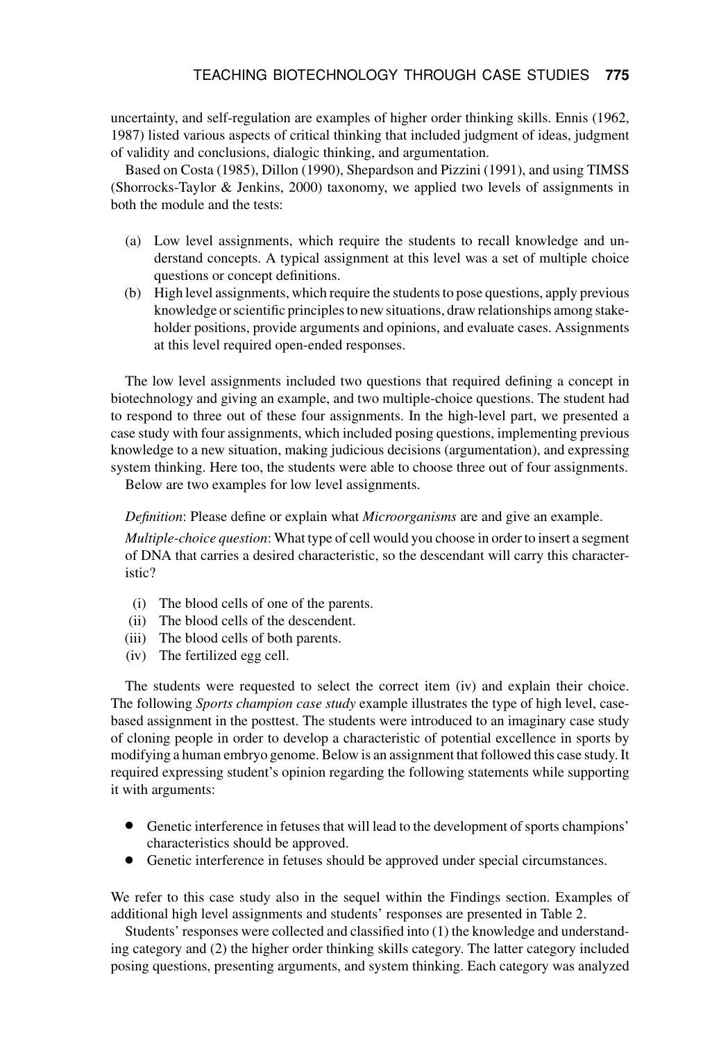uncertainty, and self-regulation are examples of higher order thinking skills. Ennis (1962, 1987) listed various aspects of critical thinking that included judgment of ideas, judgment of validity and conclusions, dialogic thinking, and argumentation.

Based on Costa (1985), Dillon (1990), Shepardson and Pizzini (1991), and using TIMSS (Shorrocks-Taylor & Jenkins, 2000) taxonomy, we applied two levels of assignments in both the module and the tests:

(a) Low level assignments, which require the students to recall knowledge and understand concepts. A typical assignment at this level was a set of multiple choice questions or concept definitions.
(b) High level assignments, which require the students to pose questions, apply previous knowledge or scientific principles to new situations, draw relationships among stakeholder positions, provide arguments and opinions, and evaluate cases. Assignments at this level required open-ended responses.

The low level assignments included two questions that required defining a concept in biotechnology and giving an example, and two multiple-choice questions. The student had to respond to three out of these four assignments. In the high-level part, we presented a case study with four assignments, which included posing questions, implementing previous knowledge to a new situation, making judicious decisions (argumentation), and expressing system thinking. Here too, the students were able to choose three out of four assignments.

Below are two examples for low level assignments.

*Definition*: Please define or explain what *Microorganisms* are and give an example.

*Multiple-choice question*: What type of cell would you choose in order to insert a segment of DNA that carries a desired characteristic, so the descendant will carry this characteristic?

(i) The blood cells of one of the parents.
(ii) The blood cells of the descendent.
(iii) The blood cells of both parents.
(iv) The fertilized egg cell.

The students were requested to select the correct item (iv) and explain their choice. The following *Sports champion case study* example illustrates the type of high level, case-based assignment in the posttest. The students were introduced to an imaginary case study of cloning people in order to develop a characteristic of potential excellence in sports by modifying a human embryo genome. Below is an assignment that followed this case study. It required expressing student's opinion regarding the following statements while supporting it with arguments:

- Genetic interference in fetuses that will lead to the development of sports champions' characteristics should be approved.
- Genetic interference in fetuses should be approved under special circumstances.

We refer to this case study also in the sequel within the Findings section. Examples of additional high level assignments and students' responses are presented in Table 2.

Students' responses were collected and classified into (1) the knowledge and understanding category and (2) the higher order thinking skills category. The latter category included posing questions, presenting arguments, and system thinking. Each category was analyzed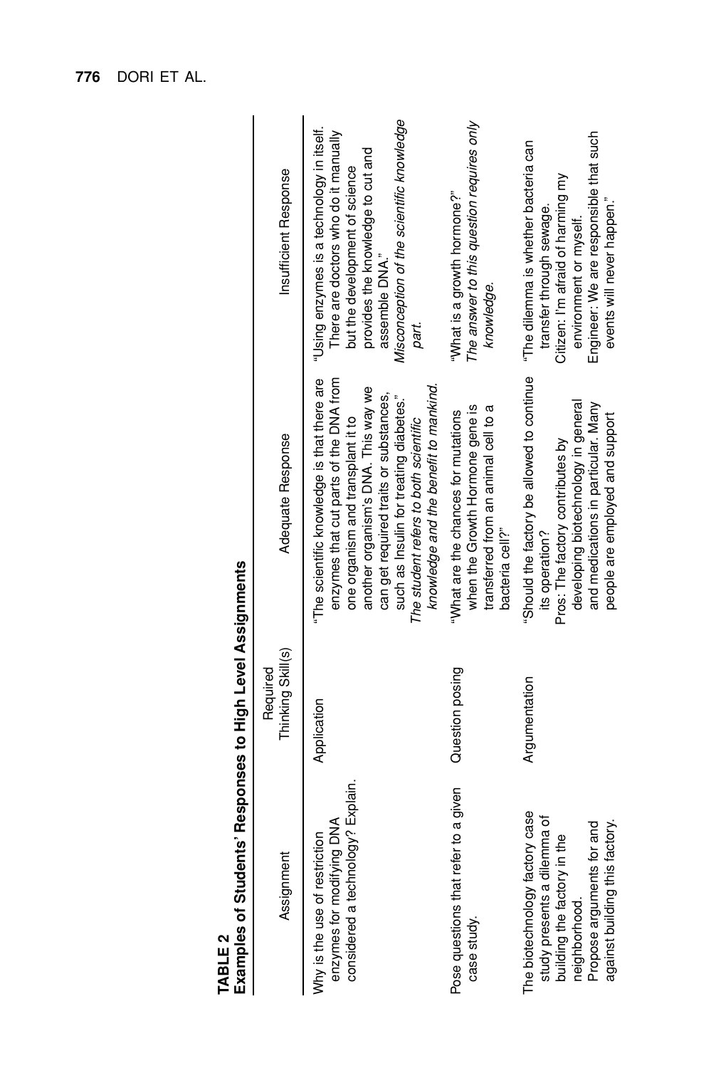**TABLE 2**
**Examples of Students' Responses to High Level Assignments**

| Assignment | Required Thinking Skill(s) | Adequate Response | Insufficient Response |
|---|---|---|---|
| Why is the use of restriction enzymes for modifying DNA considered a technology? Explain. | Application | "The scientific knowledge is that there are enzymes that cut parts of the DNA from one organism and transplant it to another organism's DNA. This way we can get required traits or substances, such as Insulin for treating diabetes." *The student refers to both scientific knowledge and the benefit to mankind.* | "Using enzymes is a technology in itself. There are doctors who do it manually but the development of science provides the knowledge to cut and assemble DNA." *Misconception of the scientific knowledge part.* |
| Pose questions that refer to a given case study. | Question posing | "What are the chances for mutations when the Growth Hormone gene is transferred from an animal cell to a bacteria cell?" | "What is a growth hormone?" *The answer to this question requires only knowledge.* |
| The biotechnology factory case study presents a dilemma of building the factory in the neighborhood. Propose arguments for and against building this factory. | Argumentation | "Should the factory be allowed to continue its operation? Pros: The factory contributes by developing biotechnology in general and medications in particular. Many people are employed and support | "The dilemma is whether bacteria can transfer through sewage. Citizen: I'm afraid of harming my environment or myself. Engineer: We are responsible that such events will never happen." |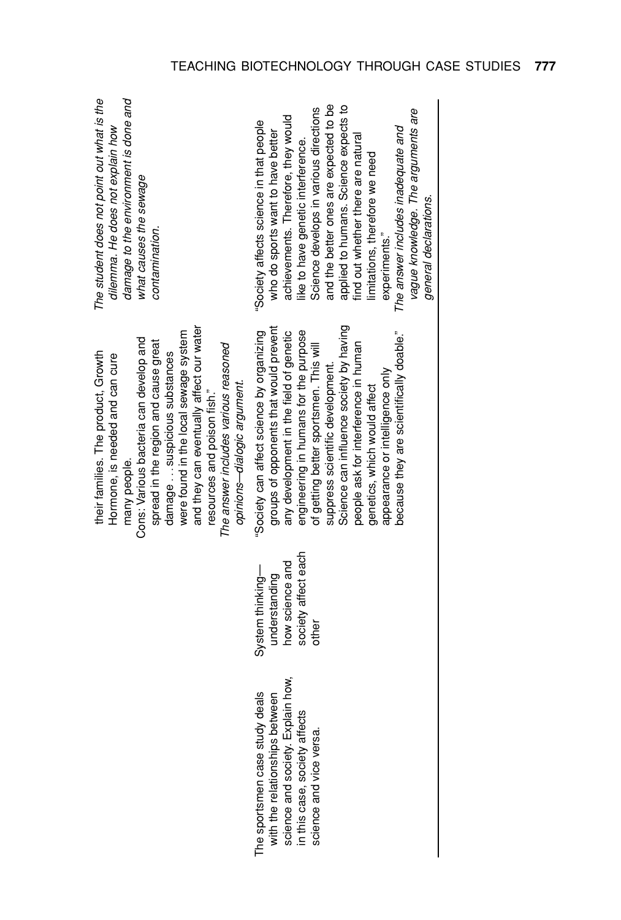| | | their families. The product, Growth Hormone, is needed and can cure many people. Cons: Various bacteria can develop and spread in the region and cause great damage . . . suspicious substances were found in the local sewage system and they can eventually affect our water resources and poison fish." *The answer includes various reasoned opinions—dialogic argument.* | *The student does not point out what is the dilemma. He does not explain how damage to the environment is done and what causes the sewage contamination.* |
|---|---|---|---|
| The sportsmen case study deals with the relationships between science and society. Explain how, in this case, society affects science and vice versa. | System thinking—understanding how science and society affect each other | "Society can affect science by organizing groups of opponents that would prevent any development in the field of genetic engineering in humans for the purpose of getting better sportsmen. This will suppress scientific development. Science can influence society by having people ask for interference in human genetics, which would affect appearance or intelligence only because they are scientifically doable." | "Society affects science in that people who do sports want to have better achievements. Therefore, they would like to have genetic interference. Science develops in various directions and the better ones are expected to be applied to humans. Science expects to find out whether there are natural limitations, therefore we need experiments." *The answer includes inadequate and vague knowledge. The arguments are general declarations.* |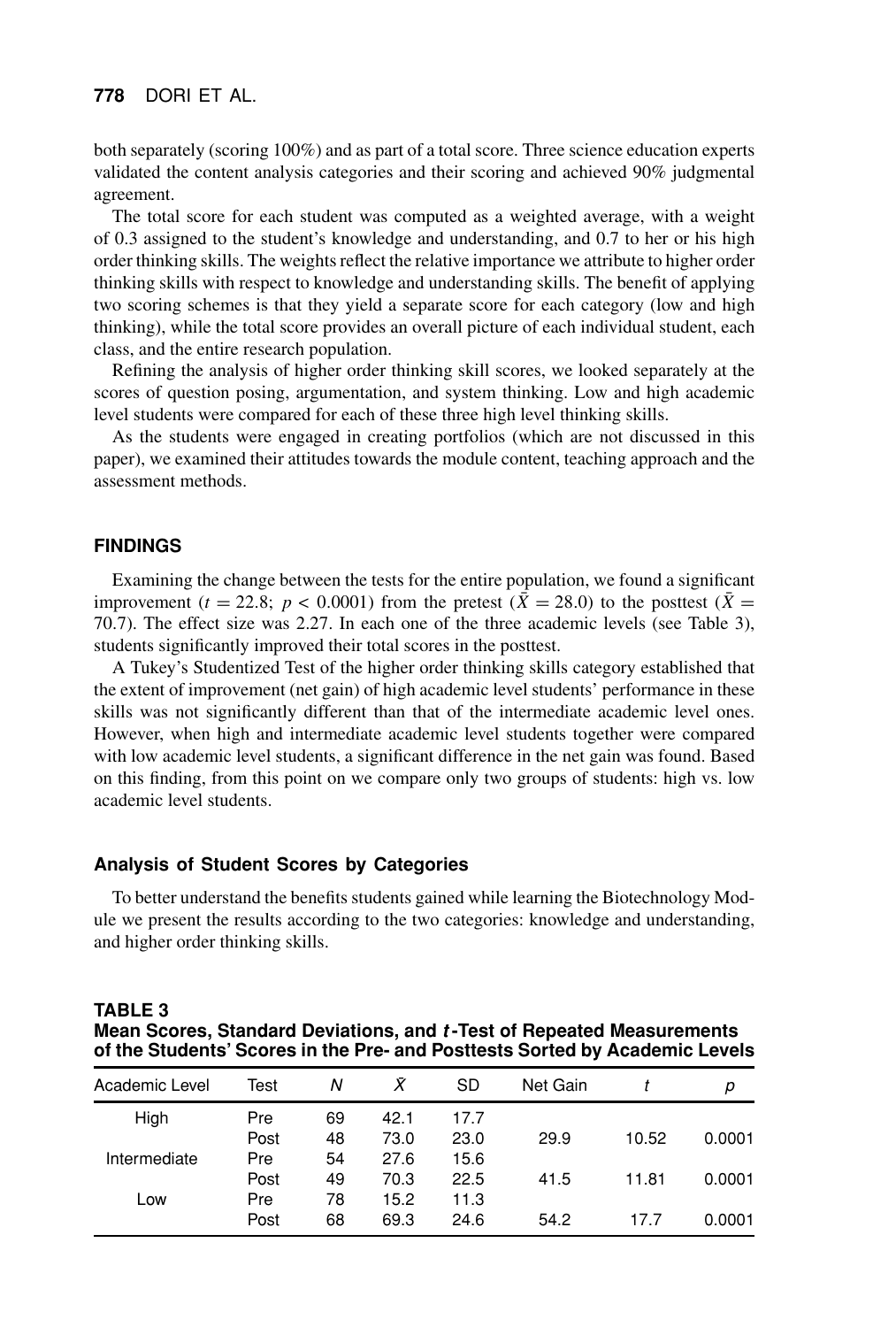both separately (scoring 100%) and as part of a total score. Three science education experts validated the content analysis categories and their scoring and achieved 90% judgmental agreement.

The total score for each student was computed as a weighted average, with a weight of 0.3 assigned to the student's knowledge and understanding, and 0.7 to her or his high order thinking skills. The weights reflect the relative importance we attribute to higher order thinking skills with respect to knowledge and understanding skills. The benefit of applying two scoring schemes is that they yield a separate score for each category (low and high thinking), while the total score provides an overall picture of each individual student, each class, and the entire research population.

Refining the analysis of higher order thinking skill scores, we looked separately at the scores of question posing, argumentation, and system thinking. Low and high academic level students were compared for each of these three high level thinking skills.

As the students were engaged in creating portfolios (which are not discussed in this paper), we examined their attitudes towards the module content, teaching approach and the assessment methods.

## FINDINGS

Examining the change between the tests for the entire population, we found a significant improvement ($t = 22.8$; $p < 0.0001$) from the pretest ($\bar{X} = 28.0$) to the posttest ($\bar{X} = 70.7$). The effect size was 2.27. In each one of the three academic levels (see Table 3), students significantly improved their total scores in the posttest.

A Tukey's Studentized Test of the higher order thinking skills category established that the extent of improvement (net gain) of high academic level students' performance in these skills was not significantly different than that of the intermediate academic level ones. However, when high and intermediate academic level students together were compared with low academic level students, a significant difference in the net gain was found. Based on this finding, from this point on we compare only two groups of students: high vs. low academic level students.

### Analysis of Student Scores by Categories

To better understand the benefits students gained while learning the Biotechnology Module we present the results according to the two categories: knowledge and understanding, and higher order thinking skills.

**TABLE 3**
**Mean Scores, Standard Deviations, and *t*-Test of Repeated Measurements of the Students' Scores in the Pre- and Posttests Sorted by Academic Levels**

| Academic Level | Test | $N$ | $\bar{X}$ | SD | Net Gain | $t$ | $p$ |
|---|---|---|---|---|---|---|---|
| High | Pre | 69 | 42.1 | 17.7 | | | |
| | Post | 48 | 73.0 | 23.0 | 29.9 | 10.52 | 0.0001 |
| Intermediate | Pre | 54 | 27.6 | 15.6 | | | |
| | Post | 49 | 70.3 | 22.5 | 41.5 | 11.81 | 0.0001 |
| Low | Pre | 78 | 15.2 | 11.3 | | | |
| | Post | 68 | 69.3 | 24.6 | 54.2 | 17.7 | 0.0001 |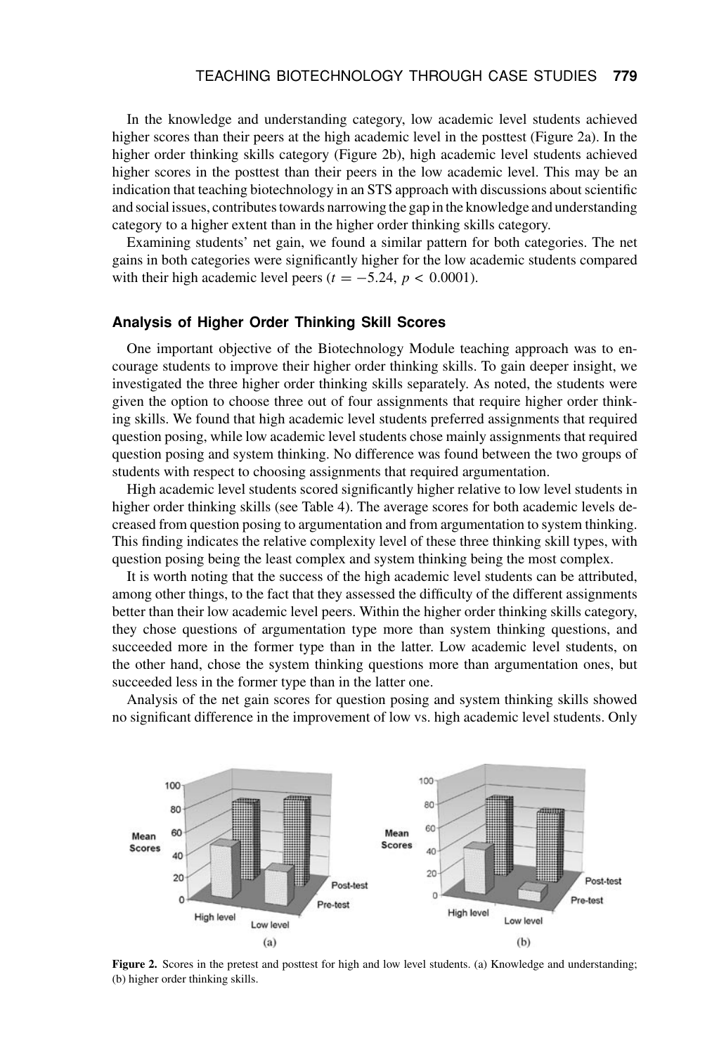In the knowledge and understanding category, low academic level students achieved higher scores than their peers at the high academic level in the posttest (Figure 2a). In the higher order thinking skills category (Figure 2b), high academic level students achieved higher scores in the posttest than their peers in the low academic level. This may be an indication that teaching biotechnology in an STS approach with discussions about scientific and social issues, contributes towards narrowing the gap in the knowledge and understanding category to a higher extent than in the higher order thinking skills category.

Examining students' net gain, we found a similar pattern for both categories. The net gains in both categories were significantly higher for the low academic students compared with their high academic level peers ($t = -5.24$, $p < 0.0001$).

### Analysis of Higher Order Thinking Skill Scores

One important objective of the Biotechnology Module teaching approach was to encourage students to improve their higher order thinking skills. To gain deeper insight, we investigated the three higher order thinking skills separately. As noted, the students were given the option to choose three out of four assignments that require higher order thinking skills. We found that high academic level students preferred assignments that required question posing, while low academic level students chose mainly assignments that required question posing and system thinking. No difference was found between the two groups of students with respect to choosing assignments that required argumentation.

High academic level students scored significantly higher relative to low level students in higher order thinking skills (see Table 4). The average scores for both academic levels decreased from question posing to argumentation and from argumentation to system thinking. This finding indicates the relative complexity level of these three thinking skill types, with question posing being the least complex and system thinking being the most complex.

It is worth noting that the success of the high academic level students can be attributed, among other things, to the fact that they assessed the difficulty of the different assignments better than their low academic level peers. Within the higher order thinking skills category, they chose questions of argumentation type more than system thinking questions, and succeeded more in the former type than in the latter. Low academic level students, on the other hand, chose the system thinking questions more than argumentation ones, but succeeded less in the former type than in the latter one.

Analysis of the net gain scores for question posing and system thinking skills showed no significant difference in the improvement of low vs. high academic level students. Only

**Figure 2.** Scores in the pretest and posttest for high and low level students. (a) Knowledge and understanding; (b) higher order thinking skills.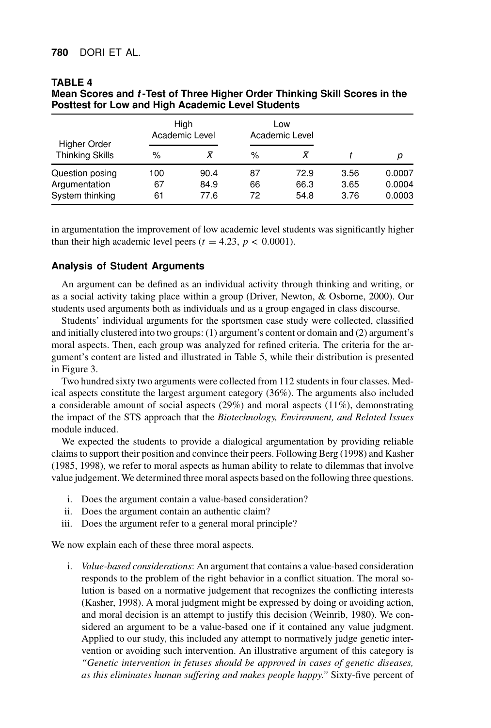**TABLE 4**
**Mean Scores and *t*-Test of Three Higher Order Thinking Skill Scores in the Posttest for Low and High Academic Level Students**

| Higher Order Thinking Skills | High Academic Level | | Low Academic Level | | | |
|---|---|---|---|---|---|---|
| | % | $\bar{X}$ | % | $\bar{X}$ | $t$ | $p$ |
| Question posing | 100 | 90.4 | 87 | 72.9 | 3.56 | 0.0007 |
| Argumentation | 67 | 84.9 | 66 | 66.3 | 3.65 | 0.0004 |
| System thinking | 61 | 77.6 | 72 | 54.8 | 3.76 | 0.0003 |

in argumentation the improvement of low academic level students was significantly higher than their high academic level peers ($t = 4.23$, $p < 0.0001$).

### Analysis of Student Arguments

An argument can be defined as an individual activity through thinking and writing, or as a social activity taking place within a group (Driver, Newton, & Osborne, 2000). Our students used arguments both as individuals and as a group engaged in class discourse.

Students' individual arguments for the sportsmen case study were collected, classified and initially clustered into two groups: (1) argument's content or domain and (2) argument's moral aspects. Then, each group was analyzed for refined criteria. The criteria for the argument's content are listed and illustrated in Table 5, while their distribution is presented in Figure 3.

Two hundred sixty two arguments were collected from 112 students in four classes. Medical aspects constitute the largest argument category (36%). The arguments also included a considerable amount of social aspects (29%) and moral aspects (11%), demonstrating the impact of the STS approach that the *Biotechnology, Environment, and Related Issues* module induced.

We expected the students to provide a dialogical argumentation by providing reliable claims to support their position and convince their peers. Following Berg (1998) and Kasher (1985, 1998), we refer to moral aspects as human ability to relate to dilemmas that involve value judgement. We determined three moral aspects based on the following three questions.

i. Does the argument contain a value-based consideration?
ii. Does the argument contain an authentic claim?
iii. Does the argument refer to a general moral principle?

We now explain each of these three moral aspects.

i. *Value-based considerations*: An argument that contains a value-based consideration responds to the problem of the right behavior in a conflict situation. The moral solution is based on a normative judgement that recognizes the conflicting interests (Kasher, 1998). A moral judgment might be expressed by doing or avoiding action, and moral decision is an attempt to justify this decision (Weinrib, 1980). We considered an argument to be a value-based one if it contained any value judgment. Applied to our study, this included any attempt to normatively judge genetic intervention or avoiding such intervention. An illustrative argument of this category is *"Genetic intervention in fetuses should be approved in cases of genetic diseases, as this eliminates human suffering and makes people happy."* Sixty-five percent of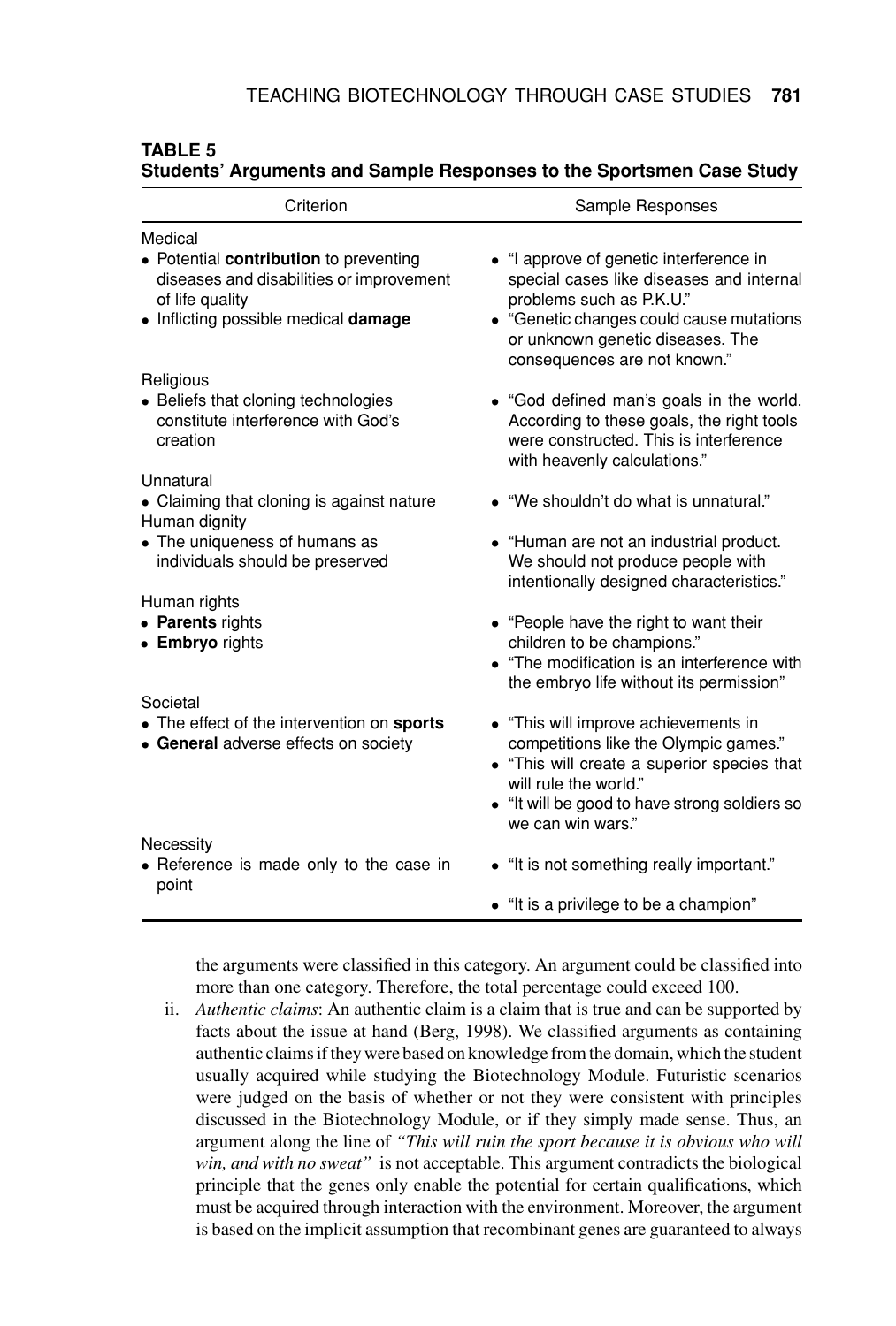**TABLE 5**
**Students' Arguments and Sample Responses to the Sportsmen Case Study**

| Criterion | Sample Responses |
|---|---|
| Medical | |
| • Potential **contribution** to preventing diseases and disabilities or improvement of life quality | • "I approve of genetic interference in special cases like diseases and internal problems such as P.K.U." |
| • Inflicting possible medical **damage** | • "Genetic changes could cause mutations or unknown genetic diseases. The consequences are not known." |
| Religious | |
| • Beliefs that cloning technologies constitute interference with God's creation | • "God defined man's goals in the world. According to these goals, the right tools were constructed. This is interference with heavenly calculations." |
| Unnatural | |
| • Claiming that cloning is against nature | • "We shouldn't do what is unnatural." |
| Human dignity | |
| • The uniqueness of humans as individuals should be preserved | • "Human are not an industrial product. We should not produce people with intentionally designed characteristics." |
| Human rights | |
| • **Parents** rights | • "People have the right to want their children to be champions." |
| • **Embryo** rights | • "The modification is an interference with the embryo life without its permission" |
| Societal | |
| • The effect of the intervention on **sports** | • "This will improve achievements in competitions like the Olympic games." |
| • **General** adverse effects on society | • "This will create a superior species that will rule the world." |
| | • "It will be good to have strong soldiers so we can win wars." |
| Necessity | |
| • Reference is made only to the case in point | • "It is not something really important." |
| | • "It is a privilege to be a champion" |

the arguments were classified in this category. An argument could be classified into more than one category. Therefore, the total percentage could exceed 100.

ii. *Authentic claims*: An authentic claim is a claim that is true and can be supported by facts about the issue at hand (Berg, 1998). We classified arguments as containing authentic claims if they were based on knowledge from the domain, which the student usually acquired while studying the Biotechnology Module. Futuristic scenarios were judged on the basis of whether or not they were consistent with principles discussed in the Biotechnology Module, or if they simply made sense. Thus, an argument along the line of *"This will ruin the sport because it is obvious who will win, and with no sweat"* is not acceptable. This argument contradicts the biological principle that the genes only enable the potential for certain qualifications, which must be acquired through interaction with the environment. Moreover, the argument is based on the implicit assumption that recombinant genes are guaranteed to always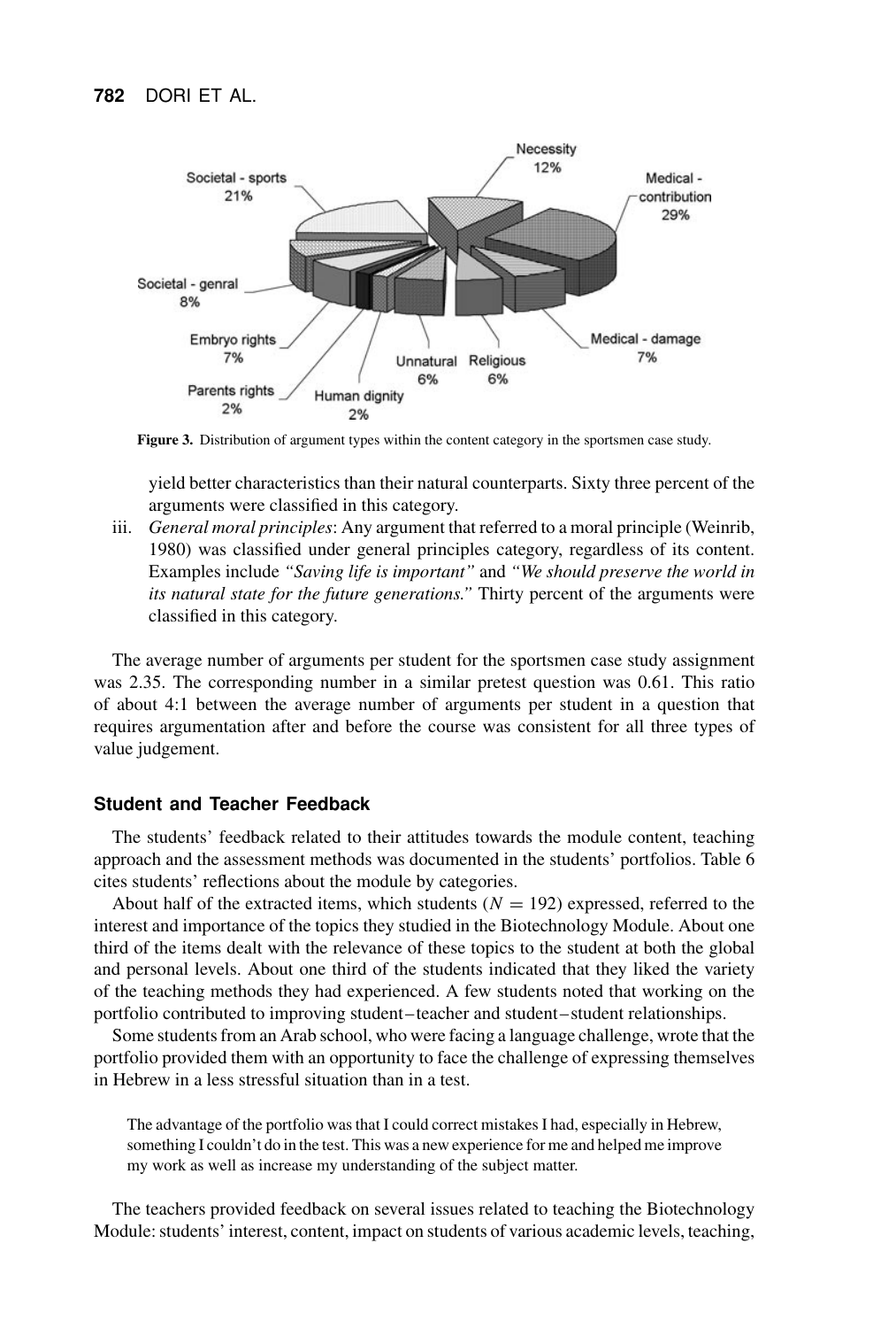Figure 3. Distribution of argument types within the content category in the sportsmen case study.

yield better characteristics than their natural counterparts. Sixty three percent of the arguments were classified in this category.

iii. *General moral principles*: Any argument that referred to a moral principle (Weinrib, 1980) was classified under general principles category, regardless of its content. Examples include *"Saving life is important"* and *"We should preserve the world in its natural state for the future generations."* Thirty percent of the arguments were classified in this category.

The average number of arguments per student for the sportsmen case study assignment was 2.35. The corresponding number in a similar pretest question was 0.61. This ratio of about 4:1 between the average number of arguments per student in a question that requires argumentation after and before the course was consistent for all three types of value judgement.

### Student and Teacher Feedback

The students' feedback related to their attitudes towards the module content, teaching approach and the assessment methods was documented in the students' portfolios. Table 6 cites students' reflections about the module by categories.

About half of the extracted items, which students ($N = 192$) expressed, referred to the interest and importance of the topics they studied in the Biotechnology Module. About one third of the items dealt with the relevance of these topics to the student at both the global and personal levels. About one third of the students indicated that they liked the variety of the teaching methods they had experienced. A few students noted that working on the portfolio contributed to improving student–teacher and student–student relationships.

Some students from an Arab school, who were facing a language challenge, wrote that the portfolio provided them with an opportunity to face the challenge of expressing themselves in Hebrew in a less stressful situation than in a test.

> The advantage of the portfolio was that I could correct mistakes I had, especially in Hebrew, something I couldn't do in the test. This was a new experience for me and helped me improve my work as well as increase my understanding of the subject matter.

The teachers provided feedback on several issues related to teaching the Biotechnology Module: students' interest, content, impact on students of various academic levels, teaching,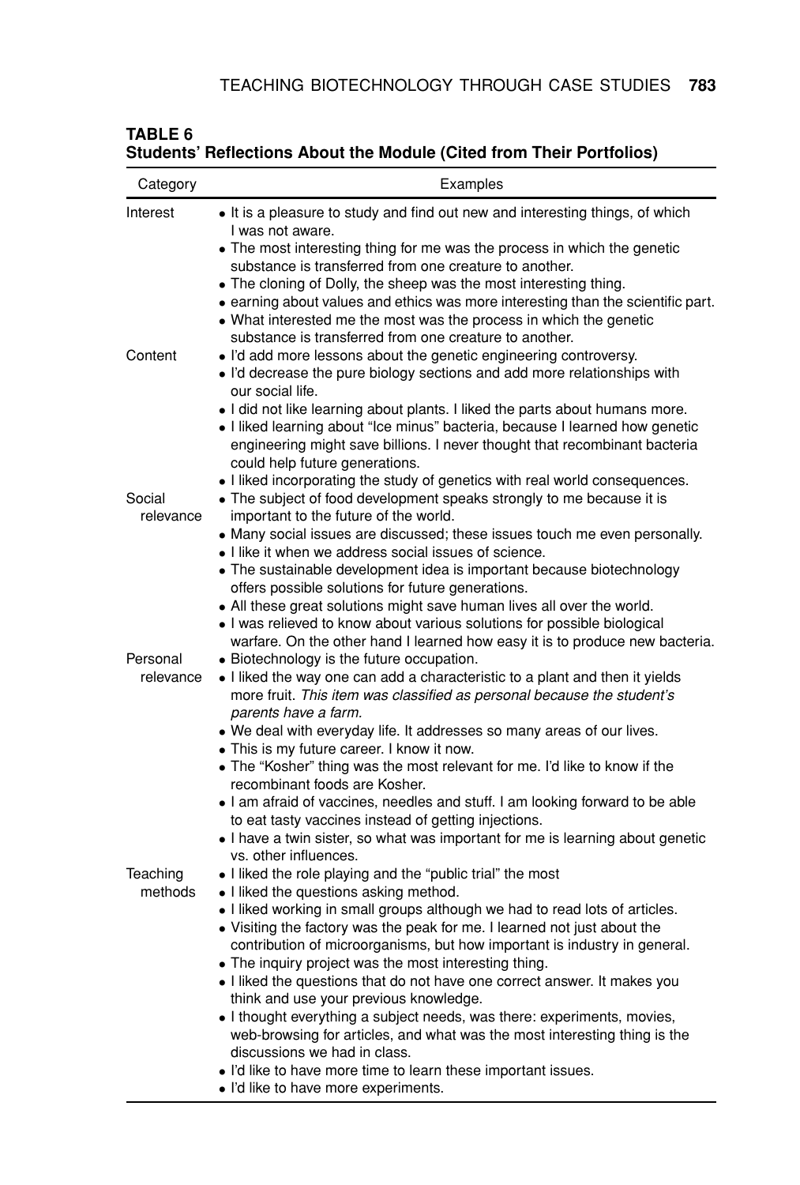**TABLE 6**
**Students' Reflections About the Module (Cited from Their Portfolios)**

| Category | Examples |
|---|---|
| Interest | • It is a pleasure to study and find out new and interesting things, of which I was not aware.<br>• The most interesting thing for me was the process in which the genetic substance is transferred from one creature to another.<br>• The cloning of Dolly, the sheep was the most interesting thing.<br>• earning about values and ethics was more interesting than the scientific part.<br>• What interested me the most was the process in which the genetic substance is transferred from one creature to another. |
| Content | • I'd add more lessons about the genetic engineering controversy.<br>• I'd decrease the pure biology sections and add more relationships with our social life.<br>• I did not like learning about plants. I liked the parts about humans more.<br>• I liked learning about "Ice minus" bacteria, because I learned how genetic engineering might save billions. I never thought that recombinant bacteria could help future generations.<br>• I liked incorporating the study of genetics with real world consequences. |
| Social relevance | • The subject of food development speaks strongly to me because it is important to the future of the world.<br>• Many social issues are discussed; these issues touch me even personally.<br>• I like it when we address social issues of science.<br>• The sustainable development idea is important because biotechnology offers possible solutions for future generations.<br>• All these great solutions might save human lives all over the world.<br>• I was relieved to know about various solutions for possible biological warfare. On the other hand I learned how easy it is to produce new bacteria. |
| Personal relevance | • Biotechnology is the future occupation.<br>• I liked the way one can add a characteristic to a plant and then it yields more fruit. *This item was classified as personal because the student's parents have a farm.*<br>• We deal with everyday life. It addresses so many areas of our lives.<br>• This is my future career. I know it now.<br>• The "Kosher" thing was the most relevant for me. I'd like to know if the recombinant foods are Kosher.<br>• I am afraid of vaccines, needles and stuff. I am looking forward to be able to eat tasty vaccines instead of getting injections.<br>• I have a twin sister, so what was important for me is learning about genetic vs. other influences. |
| Teaching methods | • I liked the role playing and the "public trial" the most<br>• I liked the questions asking method.<br>• I liked working in small groups although we had to read lots of articles.<br>• Visiting the factory was the peak for me. I learned not just about the contribution of microorganisms, but how important is industry in general.<br>• The inquiry project was the most interesting thing.<br>• I liked the questions that do not have one correct answer. It makes you think and use your previous knowledge.<br>• I thought everything a subject needs, was there: experiments, movies, web-browsing for articles, and what was the most interesting thing is the discussions we had in class.<br>• I'd like to have more time to learn these important issues.<br>• I'd like to have more experiments. |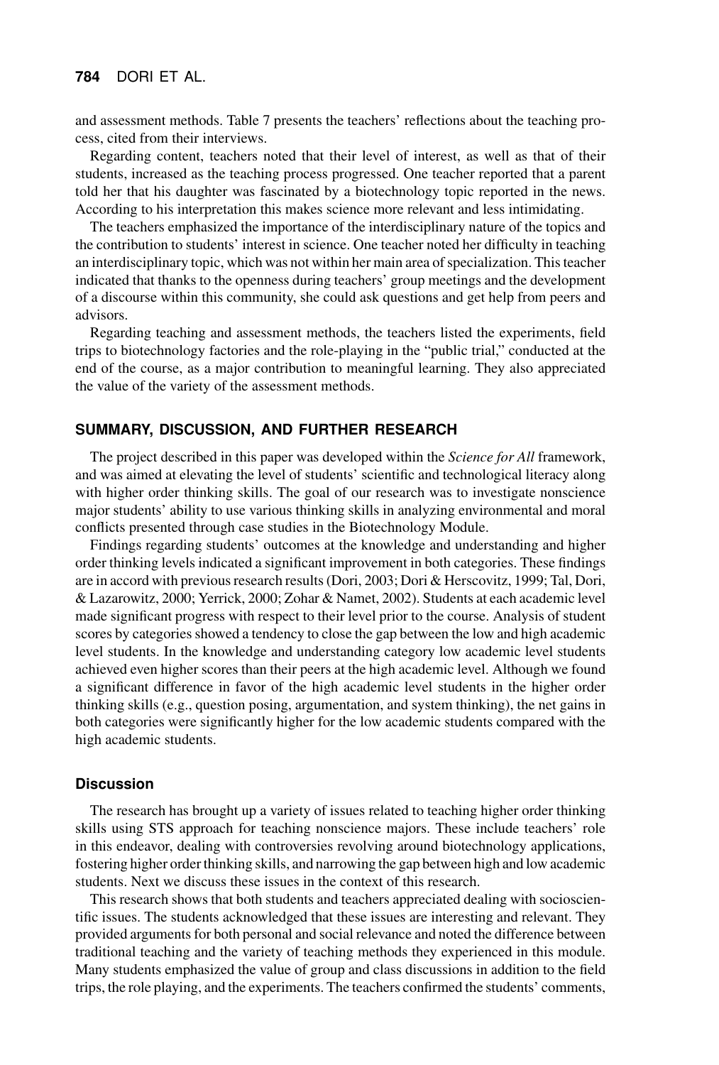and assessment methods. Table 7 presents the teachers' reflections about the teaching process, cited from their interviews.

Regarding content, teachers noted that their level of interest, as well as that of their students, increased as the teaching process progressed. One teacher reported that a parent told her that his daughter was fascinated by a biotechnology topic reported in the news. According to his interpretation this makes science more relevant and less intimidating.

The teachers emphasized the importance of the interdisciplinary nature of the topics and the contribution to students' interest in science. One teacher noted her difficulty in teaching an interdisciplinary topic, which was not within her main area of specialization. This teacher indicated that thanks to the openness during teachers' group meetings and the development of a discourse within this community, she could ask questions and get help from peers and advisors.

Regarding teaching and assessment methods, the teachers listed the experiments, field trips to biotechnology factories and the role-playing in the "public trial," conducted at the end of the course, as a major contribution to meaningful learning. They also appreciated the value of the variety of the assessment methods.

## SUMMARY, DISCUSSION, AND FURTHER RESEARCH

The project described in this paper was developed within the *Science for All* framework, and was aimed at elevating the level of students' scientific and technological literacy along with higher order thinking skills. The goal of our research was to investigate nonscience major students' ability to use various thinking skills in analyzing environmental and moral conflicts presented through case studies in the Biotechnology Module.

Findings regarding students' outcomes at the knowledge and understanding and higher order thinking levels indicated a significant improvement in both categories. These findings are in accord with previous research results (Dori, 2003; Dori & Herscovitz, 1999; Tal, Dori, & Lazarowitz, 2000; Yerrick, 2000; Zohar & Namet, 2002). Students at each academic level made significant progress with respect to their level prior to the course. Analysis of student scores by categories showed a tendency to close the gap between the low and high academic level students. In the knowledge and understanding category low academic level students achieved even higher scores than their peers at the high academic level. Although we found a significant difference in favor of the high academic level students in the higher order thinking skills (e.g., question posing, argumentation, and system thinking), the net gains in both categories were significantly higher for the low academic students compared with the high academic students.

### Discussion

The research has brought up a variety of issues related to teaching higher order thinking skills using STS approach for teaching nonscience majors. These include teachers' role in this endeavor, dealing with controversies revolving around biotechnology applications, fostering higher order thinking skills, and narrowing the gap between high and low academic students. Next we discuss these issues in the context of this research.

This research shows that both students and teachers appreciated dealing with socioscientific issues. The students acknowledged that these issues are interesting and relevant. They provided arguments for both personal and social relevance and noted the difference between traditional teaching and the variety of teaching methods they experienced in this module. Many students emphasized the value of group and class discussions in addition to the field trips, the role playing, and the experiments. The teachers confirmed the students' comments,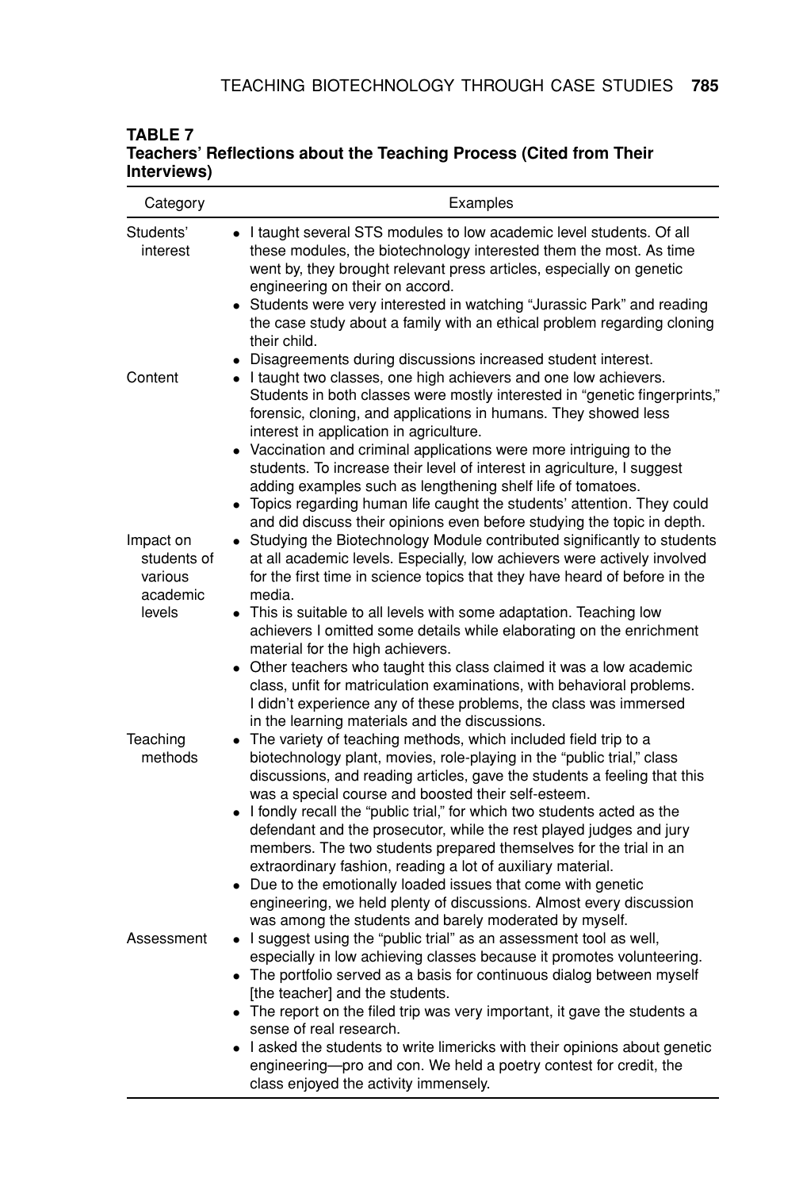**TABLE 7**
**Teachers' Reflections about the Teaching Process (Cited from Their Interviews)**

| Category | Examples |
|---|---|
| Students' interest | • I taught several STS modules to low academic level students. Of all these modules, the biotechnology interested them the most. As time went by, they brought relevant press articles, especially on genetic engineering on their on accord.<br>• Students were very interested in watching "Jurassic Park" and reading the case study about a family with an ethical problem regarding cloning their child.<br>• Disagreements during discussions increased student interest. |
| Content | • I taught two classes, one high achievers and one low achievers. Students in both classes were mostly interested in "genetic fingerprints," forensic, cloning, and applications in humans. They showed less interest in application in agriculture.<br>• Vaccination and criminal applications were more intriguing to the students. To increase their level of interest in agriculture, I suggest adding examples such as lengthening shelf life of tomatoes.<br>• Topics regarding human life caught the students' attention. They could and did discuss their opinions even before studying the topic in depth. |
| Impact on students of various academic levels | • Studying the Biotechnology Module contributed significantly to students at all academic levels. Especially, low achievers were actively involved for the first time in science topics that they have heard of before in the media.<br>• This is suitable to all levels with some adaptation. Teaching low achievers I omitted some details while elaborating on the enrichment material for the high achievers.<br>• Other teachers who taught this class claimed it was a low academic class, unfit for matriculation examinations, with behavioral problems. I didn't experience any of these problems, the class was immersed in the learning materials and the discussions. |
| Teaching methods | • The variety of teaching methods, which included field trip to a biotechnology plant, movies, role-playing in the "public trial," class discussions, and reading articles, gave the students a feeling that this was a special course and boosted their self-esteem.<br>• I fondly recall the "public trial," for which two students acted as the defendant and the prosecutor, while the rest played judges and jury members. The two students prepared themselves for the trial in an extraordinary fashion, reading a lot of auxiliary material.<br>• Due to the emotionally loaded issues that come with genetic engineering, we held plenty of discussions. Almost every discussion was among the students and barely moderated by myself. |
| Assessment | • I suggest using the "public trial" as an assessment tool as well, especially in low achieving classes because it promotes volunteering.<br>• The portfolio served as a basis for continuous dialog between myself [the teacher] and the students.<br>• The report on the filed trip was very important, it gave the students a sense of real research.<br>• I asked the students to write limericks with their opinions about genetic engineering—pro and con. We held a poetry contest for credit, the class enjoyed the activity immensely. |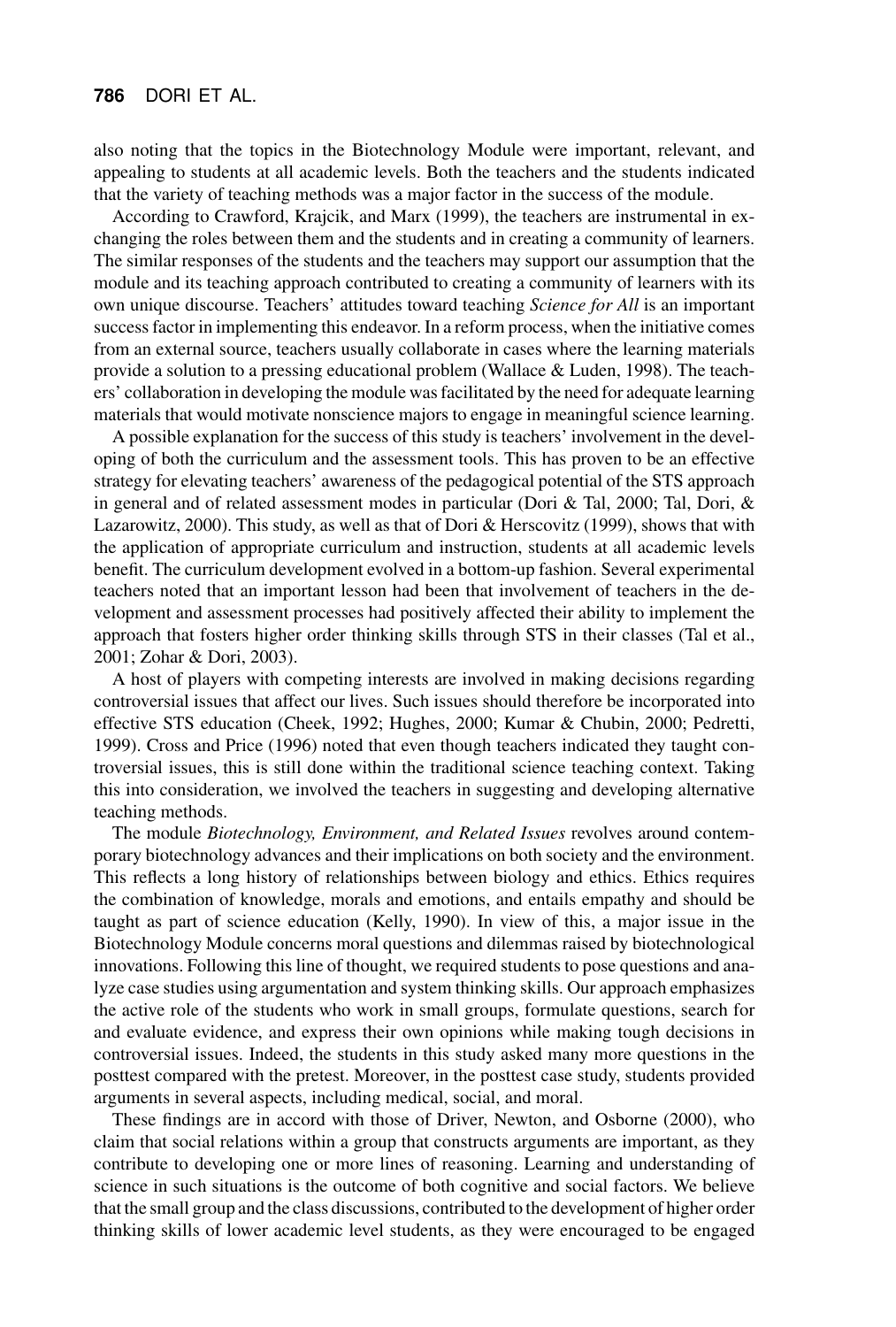also noting that the topics in the Biotechnology Module were important, relevant, and appealing to students at all academic levels. Both the teachers and the students indicated that the variety of teaching methods was a major factor in the success of the module.

According to Crawford, Krajcik, and Marx (1999), the teachers are instrumental in exchanging the roles between them and the students and in creating a community of learners. The similar responses of the students and the teachers may support our assumption that the module and its teaching approach contributed to creating a community of learners with its own unique discourse. Teachers' attitudes toward teaching *Science for All* is an important success factor in implementing this endeavor. In a reform process, when the initiative comes from an external source, teachers usually collaborate in cases where the learning materials provide a solution to a pressing educational problem (Wallace & Luden, 1998). The teachers' collaboration in developing the module was facilitated by the need for adequate learning materials that would motivate nonscience majors to engage in meaningful science learning.

A possible explanation for the success of this study is teachers' involvement in the developing of both the curriculum and the assessment tools. This has proven to be an effective strategy for elevating teachers' awareness of the pedagogical potential of the STS approach in general and of related assessment modes in particular (Dori & Tal, 2000; Tal, Dori, & Lazarowitz, 2000). This study, as well as that of Dori & Herscovitz (1999), shows that with the application of appropriate curriculum and instruction, students at all academic levels benefit. The curriculum development evolved in a bottom-up fashion. Several experimental teachers noted that an important lesson had been that involvement of teachers in the development and assessment processes had positively affected their ability to implement the approach that fosters higher order thinking skills through STS in their classes (Tal et al., 2001; Zohar & Dori, 2003).

A host of players with competing interests are involved in making decisions regarding controversial issues that affect our lives. Such issues should therefore be incorporated into effective STS education (Cheek, 1992; Hughes, 2000; Kumar & Chubin, 2000; Pedretti, 1999). Cross and Price (1996) noted that even though teachers indicated they taught controversial issues, this is still done within the traditional science teaching context. Taking this into consideration, we involved the teachers in suggesting and developing alternative teaching methods.

The module *Biotechnology, Environment, and Related Issues* revolves around contemporary biotechnology advances and their implications on both society and the environment. This reflects a long history of relationships between biology and ethics. Ethics requires the combination of knowledge, morals and emotions, and entails empathy and should be taught as part of science education (Kelly, 1990). In view of this, a major issue in the Biotechnology Module concerns moral questions and dilemmas raised by biotechnological innovations. Following this line of thought, we required students to pose questions and analyze case studies using argumentation and system thinking skills. Our approach emphasizes the active role of the students who work in small groups, formulate questions, search for and evaluate evidence, and express their own opinions while making tough decisions in controversial issues. Indeed, the students in this study asked many more questions in the posttest compared with the pretest. Moreover, in the posttest case study, students provided arguments in several aspects, including medical, social, and moral.

These findings are in accord with those of Driver, Newton, and Osborne (2000), who claim that social relations within a group that constructs arguments are important, as they contribute to developing one or more lines of reasoning. Learning and understanding of science in such situations is the outcome of both cognitive and social factors. We believe that the small group and the class discussions, contributed to the development of higher order thinking skills of lower academic level students, as they were encouraged to be engaged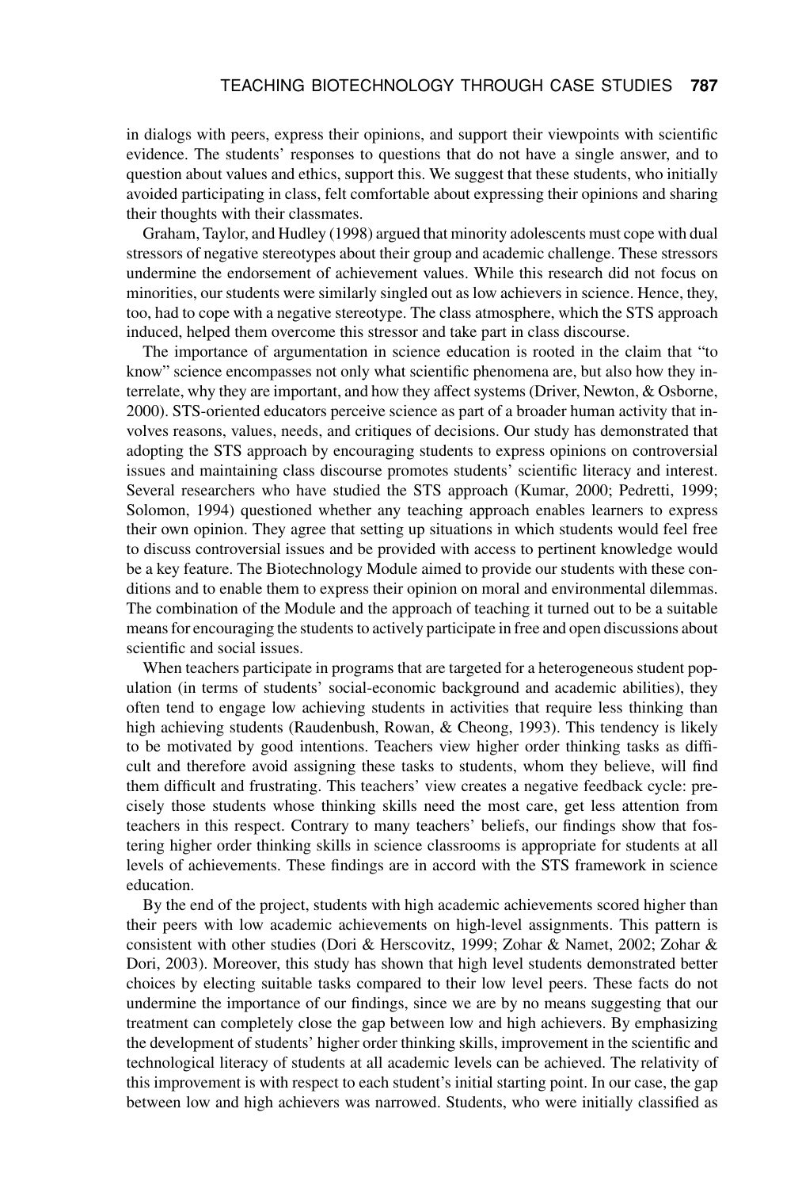in dialogs with peers, express their opinions, and support their viewpoints with scientific evidence. The students' responses to questions that do not have a single answer, and to question about values and ethics, support this. We suggest that these students, who initially avoided participating in class, felt comfortable about expressing their opinions and sharing their thoughts with their classmates.

Graham, Taylor, and Hudley (1998) argued that minority adolescents must cope with dual stressors of negative stereotypes about their group and academic challenge. These stressors undermine the endorsement of achievement values. While this research did not focus on minorities, our students were similarly singled out as low achievers in science. Hence, they, too, had to cope with a negative stereotype. The class atmosphere, which the STS approach induced, helped them overcome this stressor and take part in class discourse.

The importance of argumentation in science education is rooted in the claim that "to know" science encompasses not only what scientific phenomena are, but also how they interrelate, why they are important, and how they affect systems (Driver, Newton, & Osborne, 2000). STS-oriented educators perceive science as part of a broader human activity that involves reasons, values, needs, and critiques of decisions. Our study has demonstrated that adopting the STS approach by encouraging students to express opinions on controversial issues and maintaining class discourse promotes students' scientific literacy and interest. Several researchers who have studied the STS approach (Kumar, 2000; Pedretti, 1999; Solomon, 1994) questioned whether any teaching approach enables learners to express their own opinion. They agree that setting up situations in which students would feel free to discuss controversial issues and be provided with access to pertinent knowledge would be a key feature. The Biotechnology Module aimed to provide our students with these conditions and to enable them to express their opinion on moral and environmental dilemmas. The combination of the Module and the approach of teaching it turned out to be a suitable means for encouraging the students to actively participate in free and open discussions about scientific and social issues.

When teachers participate in programs that are targeted for a heterogeneous student population (in terms of students' social-economic background and academic abilities), they often tend to engage low achieving students in activities that require less thinking than high achieving students (Raudenbush, Rowan, & Cheong, 1993). This tendency is likely to be motivated by good intentions. Teachers view higher order thinking tasks as difficult and therefore avoid assigning these tasks to students, whom they believe, will find them difficult and frustrating. This teachers' view creates a negative feedback cycle: precisely those students whose thinking skills need the most care, get less attention from teachers in this respect. Contrary to many teachers' beliefs, our findings show that fostering higher order thinking skills in science classrooms is appropriate for students at all levels of achievements. These findings are in accord with the STS framework in science education.

By the end of the project, students with high academic achievements scored higher than their peers with low academic achievements on high-level assignments. This pattern is consistent with other studies (Dori & Herscovitz, 1999; Zohar & Namet, 2002; Zohar & Dori, 2003). Moreover, this study has shown that high level students demonstrated better choices by electing suitable tasks compared to their low level peers. These facts do not undermine the importance of our findings, since we are by no means suggesting that our treatment can completely close the gap between low and high achievers. By emphasizing the development of students' higher order thinking skills, improvement in the scientific and technological literacy of students at all academic levels can be achieved. The relativity of this improvement is with respect to each student's initial starting point. In our case, the gap between low and high achievers was narrowed. Students, who were initially classified as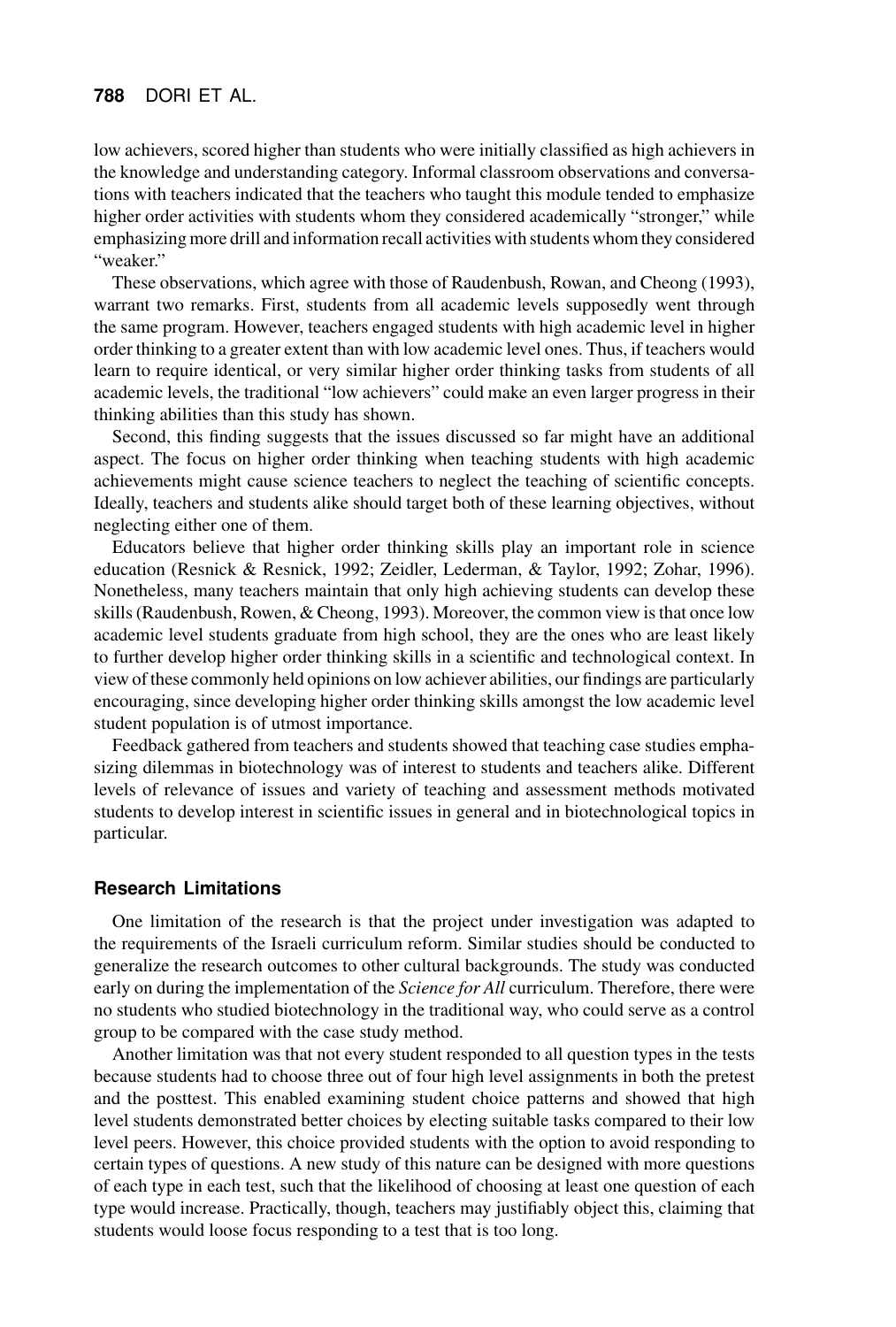low achievers, scored higher than students who were initially classified as high achievers in the knowledge and understanding category. Informal classroom observations and conversations with teachers indicated that the teachers who taught this module tended to emphasize higher order activities with students whom they considered academically "stronger," while emphasizing more drill and information recall activities with students whom they considered "weaker."

These observations, which agree with those of Raudenbush, Rowan, and Cheong (1993), warrant two remarks. First, students from all academic levels supposedly went through the same program. However, teachers engaged students with high academic level in higher order thinking to a greater extent than with low academic level ones. Thus, if teachers would learn to require identical, or very similar higher order thinking tasks from students of all academic levels, the traditional "low achievers" could make an even larger progress in their thinking abilities than this study has shown.

Second, this finding suggests that the issues discussed so far might have an additional aspect. The focus on higher order thinking when teaching students with high academic achievements might cause science teachers to neglect the teaching of scientific concepts. Ideally, teachers and students alike should target both of these learning objectives, without neglecting either one of them.

Educators believe that higher order thinking skills play an important role in science education (Resnick & Resnick, 1992; Zeidler, Lederman, & Taylor, 1992; Zohar, 1996). Nonetheless, many teachers maintain that only high achieving students can develop these skills (Raudenbush, Rowen, & Cheong, 1993). Moreover, the common view is that once low academic level students graduate from high school, they are the ones who are least likely to further develop higher order thinking skills in a scientific and technological context. In view of these commonly held opinions on low achiever abilities, our findings are particularly encouraging, since developing higher order thinking skills amongst the low academic level student population is of utmost importance.

Feedback gathered from teachers and students showed that teaching case studies emphasizing dilemmas in biotechnology was of interest to students and teachers alike. Different levels of relevance of issues and variety of teaching and assessment methods motivated students to develop interest in scientific issues in general and in biotechnological topics in particular.

### Research Limitations

One limitation of the research is that the project under investigation was adapted to the requirements of the Israeli curriculum reform. Similar studies should be conducted to generalize the research outcomes to other cultural backgrounds. The study was conducted early on during the implementation of the *Science for All* curriculum. Therefore, there were no students who studied biotechnology in the traditional way, who could serve as a control group to be compared with the case study method.

Another limitation was that not every student responded to all question types in the tests because students had to choose three out of four high level assignments in both the pretest and the posttest. This enabled examining student choice patterns and showed that high level students demonstrated better choices by electing suitable tasks compared to their low level peers. However, this choice provided students with the option to avoid responding to certain types of questions. A new study of this nature can be designed with more questions of each type in each test, such that the likelihood of choosing at least one question of each type would increase. Practically, though, teachers may justifiably object this, claiming that students would loose focus responding to a test that is too long.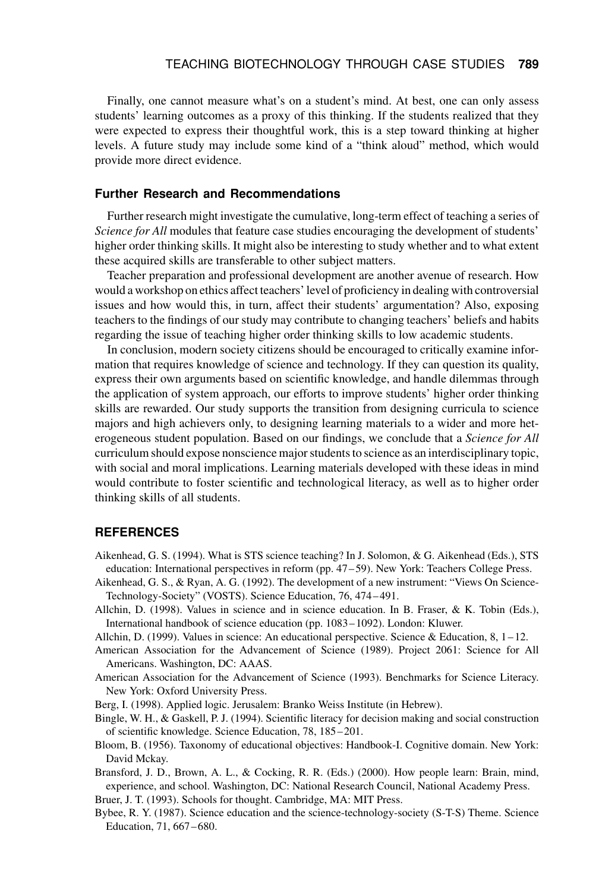Finally, one cannot measure what's on a student's mind. At best, one can only assess students' learning outcomes as a proxy of this thinking. If the students realized that they were expected to express their thoughtful work, this is a step toward thinking at higher levels. A future study may include some kind of a "think aloud" method, which would provide more direct evidence.

### Further Research and Recommendations

Further research might investigate the cumulative, long-term effect of teaching a series of *Science for All* modules that feature case studies encouraging the development of students' higher order thinking skills. It might also be interesting to study whether and to what extent these acquired skills are transferable to other subject matters.

Teacher preparation and professional development are another avenue of research. How would a workshop on ethics affect teachers' level of proficiency in dealing with controversial issues and how would this, in turn, affect their students' argumentation? Also, exposing teachers to the findings of our study may contribute to changing teachers' beliefs and habits regarding the issue of teaching higher order thinking skills to low academic students.

In conclusion, modern society citizens should be encouraged to critically examine information that requires knowledge of science and technology. If they can question its quality, express their own arguments based on scientific knowledge, and handle dilemmas through the application of system approach, our efforts to improve students' higher order thinking skills are rewarded. Our study supports the transition from designing curricula to science majors and high achievers only, to designing learning materials to a wider and more heterogeneous student population. Based on our findings, we conclude that a *Science for All* curriculum should expose nonscience major students to science as an interdisciplinary topic, with social and moral implications. Learning materials developed with these ideas in mind would contribute to foster scientific and technological literacy, as well as to higher order thinking skills of all students.

## REFERENCES

Aikenhead, G. S. (1994). What is STS science teaching? In J. Solomon, & G. Aikenhead (Eds.), STS education: International perspectives in reform (pp. 47–59). New York: Teachers College Press.

Aikenhead, G. S., & Ryan, A. G. (1992). The development of a new instrument: "Views On Science-Technology-Society" (VOSTS). Science Education, 76, 474–491.

Allchin, D. (1998). Values in science and in science education. In B. Fraser, & K. Tobin (Eds.), International handbook of science education (pp. 1083–1092). London: Kluwer.

Allchin, D. (1999). Values in science: An educational perspective. Science & Education, 8, 1–12.

American Association for the Advancement of Science (1989). Project 2061: Science for All Americans. Washington, DC: AAAS.

American Association for the Advancement of Science (1993). Benchmarks for Science Literacy. New York: Oxford University Press.

Berg, I. (1998). Applied logic. Jerusalem: Branko Weiss Institute (in Hebrew).

Bingle, W. H., & Gaskell, P. J. (1994). Scientific literacy for decision making and social construction of scientific knowledge. Science Education, 78, 185–201.

Bloom, B. (1956). Taxonomy of educational objectives: Handbook-I. Cognitive domain. New York: David Mckay.

Bransford, J. D., Brown, A. L., & Cocking, R. R. (Eds.) (2000). How people learn: Brain, mind, experience, and school. Washington, DC: National Research Council, National Academy Press.

Bruer, J. T. (1993). Schools for thought. Cambridge, MA: MIT Press.

Bybee, R. Y. (1987). Science education and the science-technology-society (S-T-S) Theme. Science Education, 71, 667–680.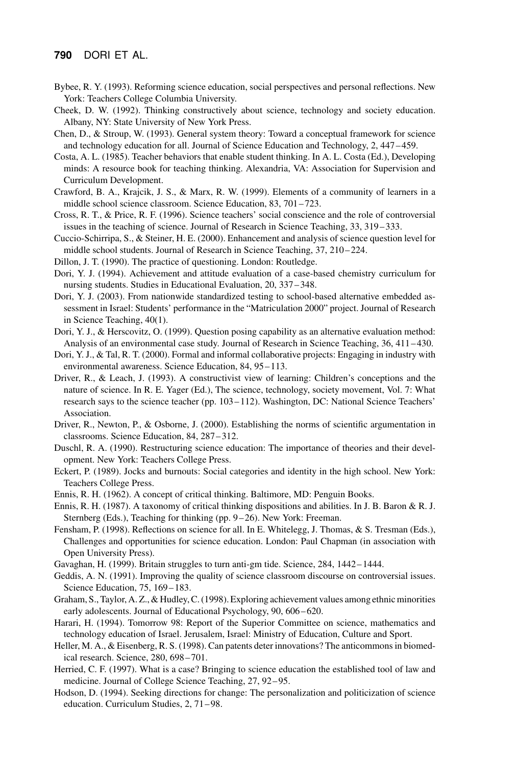Bybee, R. Y. (1993). Reforming science education, social perspectives and personal reflections. New York: Teachers College Columbia University.

Cheek, D. W. (1992). Thinking constructively about science, technology and society education. Albany, NY: State University of New York Press.

Chen, D., & Stroup, W. (1993). General system theory: Toward a conceptual framework for science and technology education for all. Journal of Science Education and Technology, 2, 447–459.

Costa, A. L. (1985). Teacher behaviors that enable student thinking. In A. L. Costa (Ed.), Developing minds: A resource book for teaching thinking. Alexandria, VA: Association for Supervision and Curriculum Development.

Crawford, B. A., Krajcik, J. S., & Marx, R. W. (1999). Elements of a community of learners in a middle school science classroom. Science Education, 83, 701–723.

Cross, R. T., & Price, R. F. (1996). Science teachers' social conscience and the role of controversial issues in the teaching of science. Journal of Research in Science Teaching, 33, 319–333.

Cuccio-Schirripa, S., & Steiner, H. E. (2000). Enhancement and analysis of science question level for middle school students. Journal of Research in Science Teaching, 37, 210–224.

Dillon, J. T. (1990). The practice of questioning. London: Routledge.

Dori, Y. J. (1994). Achievement and attitude evaluation of a case-based chemistry curriculum for nursing students. Studies in Educational Evaluation, 20, 337–348.

Dori, Y. J. (2003). From nationwide standardized testing to school-based alternative embedded assessment in Israel: Students' performance in the "Matriculation 2000" project. Journal of Research in Science Teaching, 40(1).

Dori, Y. J., & Herscovitz, O. (1999). Question posing capability as an alternative evaluation method: Analysis of an environmental case study. Journal of Research in Science Teaching, 36, 411–430.

Dori, Y. J., & Tal, R. T. (2000). Formal and informal collaborative projects: Engaging in industry with environmental awareness. Science Education, 84, 95–113.

Driver, R., & Leach, J. (1993). A constructivist view of learning: Children's conceptions and the nature of science. In R. E. Yager (Ed.), The science, technology, society movement, Vol. 7: What research says to the science teacher (pp. 103–112). Washington, DC: National Science Teachers' Association.

Driver, R., Newton, P., & Osborne, J. (2000). Establishing the norms of scientific argumentation in classrooms. Science Education, 84, 287–312.

Duschl, R. A. (1990). Restructuring science education: The importance of theories and their development. New York: Teachers College Press.

Eckert, P. (1989). Jocks and burnouts: Social categories and identity in the high school. New York: Teachers College Press.

Ennis, R. H. (1962). A concept of critical thinking. Baltimore, MD: Penguin Books.

Ennis, R. H. (1987). A taxonomy of critical thinking dispositions and abilities. In J. B. Baron & R. J. Sternberg (Eds.), Teaching for thinking (pp. 9–26). New York: Freeman.

Fensham, P. (1998). Reflections on science for all. In E. Whitelegg, J. Thomas, & S. Tresman (Eds.), Challenges and opportunities for science education. London: Paul Chapman (in association with Open University Press).

Gavaghan, H. (1999). Britain struggles to turn anti-gm tide. Science, 284, 1442–1444.

Geddis, A. N. (1991). Improving the quality of science classroom discourse on controversial issues. Science Education, 75, 169–183.

Graham, S., Taylor, A. Z., & Hudley, C. (1998). Exploring achievement values among ethnic minorities early adolescents. Journal of Educational Psychology, 90, 606–620.

Harari, H. (1994). Tomorrow 98: Report of the Superior Committee on science, mathematics and technology education of Israel. Jerusalem, Israel: Ministry of Education, Culture and Sport.

Heller, M. A., & Eisenberg, R. S. (1998). Can patents deter innovations? The anticommons in biomedical research. Science, 280, 698–701.

Herried, C. F. (1997). What is a case? Bringing to science education the established tool of law and medicine. Journal of College Science Teaching, 27, 92–95.

Hodson, D. (1994). Seeking directions for change: The personalization and politicization of science education. Curriculum Studies, 2, 71–98.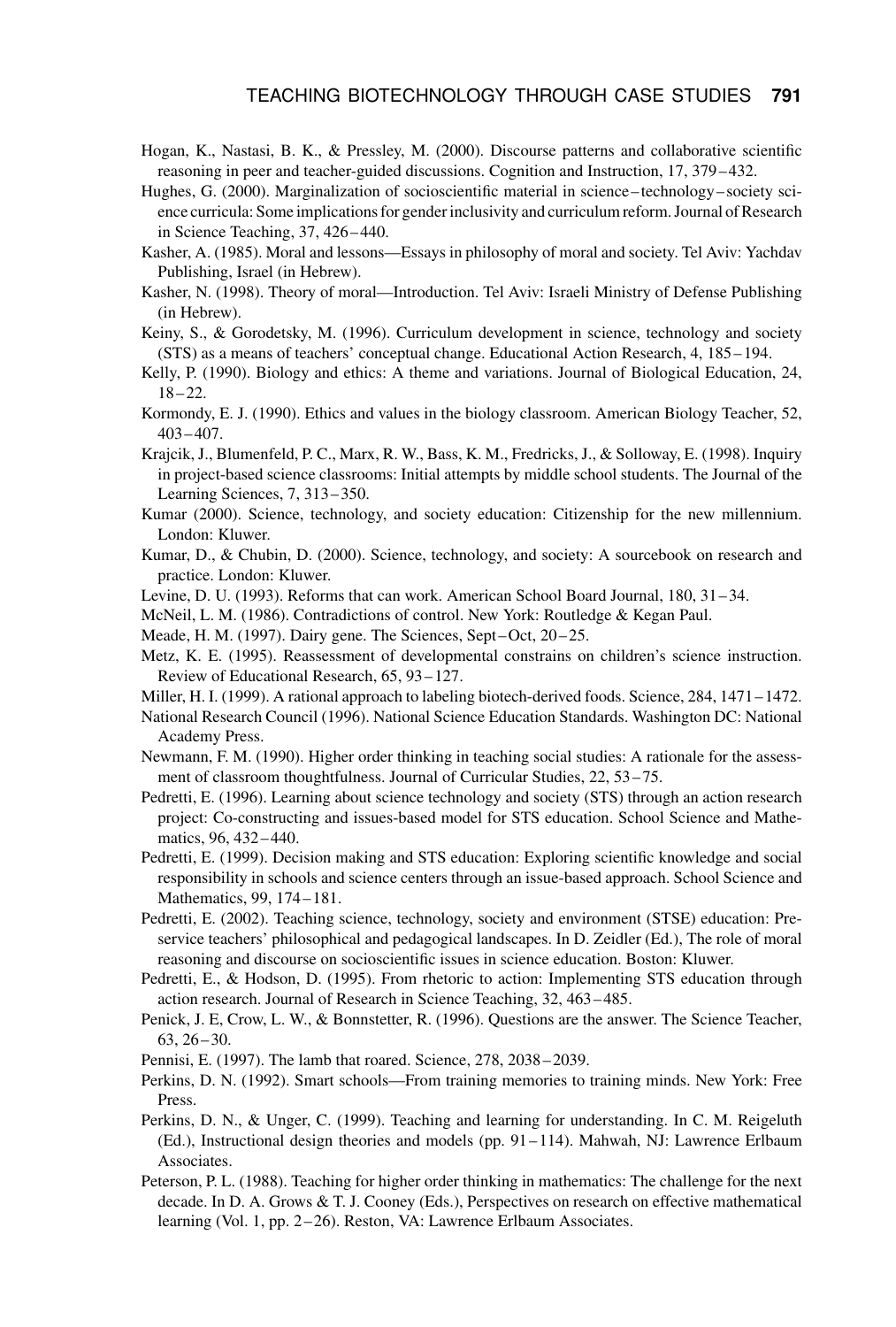Hogan, K., Nastasi, B. K., & Pressley, M. (2000). Discourse patterns and collaborative scientific reasoning in peer and teacher-guided discussions. Cognition and Instruction, 17, 379–432.

Hughes, G. (2000). Marginalization of socioscientific material in science–technology–society science curricula: Some implications for gender inclusivity and curriculum reform. Journal of Research in Science Teaching, 37, 426–440.

Kasher, A. (1985). Moral and lessons—Essays in philosophy of moral and society. Tel Aviv: Yachdav Publishing, Israel (in Hebrew).

Kasher, N. (1998). Theory of moral—Introduction. Tel Aviv: Israeli Ministry of Defense Publishing (in Hebrew).

Keiny, S., & Gorodetsky, M. (1996). Curriculum development in science, technology and society (STS) as a means of teachers' conceptual change. Educational Action Research, 4, 185–194.

Kelly, P. (1990). Biology and ethics: A theme and variations. Journal of Biological Education, 24, 18–22.

Kormondy, E. J. (1990). Ethics and values in the biology classroom. American Biology Teacher, 52, 403–407.

Krajcik, J., Blumenfeld, P. C., Marx, R. W., Bass, K. M., Fredricks, J., & Solloway, E. (1998). Inquiry in project-based science classrooms: Initial attempts by middle school students. The Journal of the Learning Sciences, 7, 313–350.

Kumar (2000). Science, technology, and society education: Citizenship for the new millennium. London: Kluwer.

Kumar, D., & Chubin, D. (2000). Science, technology, and society: A sourcebook on research and practice. London: Kluwer.

Levine, D. U. (1993). Reforms that can work. American School Board Journal, 180, 31–34.

McNeil, L. M. (1986). Contradictions of control. New York: Routledge & Kegan Paul.

Meade, H. M. (1997). Dairy gene. The Sciences, Sept–Oct, 20–25.

Metz, K. E. (1995). Reassessment of developmental constrains on children's science instruction. Review of Educational Research, 65, 93–127.

Miller, H. I. (1999). A rational approach to labeling biotech-derived foods. Science, 284, 1471–1472.

National Research Council (1996). National Science Education Standards. Washington DC: National Academy Press.

Newmann, F. M. (1990). Higher order thinking in teaching social studies: A rationale for the assessment of classroom thoughtfulness. Journal of Curricular Studies, 22, 53–75.

Pedretti, E. (1996). Learning about science technology and society (STS) through an action research project: Co-constructing and issues-based model for STS education. School Science and Mathematics, 96, 432–440.

Pedretti, E. (1999). Decision making and STS education: Exploring scientific knowledge and social responsibility in schools and science centers through an issue-based approach. School Science and Mathematics, 99, 174–181.

Pedretti, E. (2002). Teaching science, technology, society and environment (STSE) education: Preservice teachers' philosophical and pedagogical landscapes. In D. Zeidler (Ed.), The role of moral reasoning and discourse on socioscientific issues in science education. Boston: Kluwer.

Pedretti, E., & Hodson, D. (1995). From rhetoric to action: Implementing STS education through action research. Journal of Research in Science Teaching, 32, 463–485.

Penick, J. E, Crow, L. W., & Bonnstetter, R. (1996). Questions are the answer. The Science Teacher, 63, 26–30.

Pennisi, E. (1997). The lamb that roared. Science, 278, 2038–2039.

Perkins, D. N. (1992). Smart schools—From training memories to training minds. New York: Free Press.

Perkins, D. N., & Unger, C. (1999). Teaching and learning for understanding. In C. M. Reigeluth (Ed.), Instructional design theories and models (pp. 91–114). Mahwah, NJ: Lawrence Erlbaum Associates.

Peterson, P. L. (1988). Teaching for higher order thinking in mathematics: The challenge for the next decade. In D. A. Grows & T. J. Cooney (Eds.), Perspectives on research on effective mathematical learning (Vol. 1, pp. 2–26). Reston, VA: Lawrence Erlbaum Associates.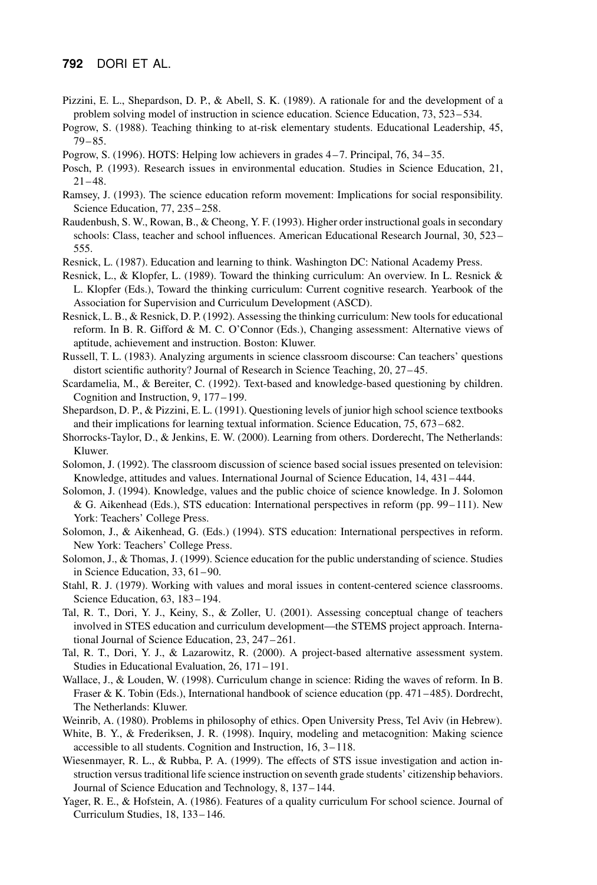Pizzini, E. L., Shepardson, D. P., & Abell, S. K. (1989). A rationale for and the development of a problem solving model of instruction in science education. Science Education, 73, 523–534.

Pogrow, S. (1988). Teaching thinking to at-risk elementary students. Educational Leadership, 45, 79–85.

Pogrow, S. (1996). HOTS: Helping low achievers in grades 4–7. Principal, 76, 34–35.

Posch, P. (1993). Research issues in environmental education. Studies in Science Education, 21, 21–48.

Ramsey, J. (1993). The science education reform movement: Implications for social responsibility. Science Education, 77, 235–258.

Raudenbush, S. W., Rowan, B., & Cheong, Y. F. (1993). Higher order instructional goals in secondary schools: Class, teacher and school influences. American Educational Research Journal, 30, 523–555.

Resnick, L. (1987). Education and learning to think. Washington DC: National Academy Press.

Resnick, L., & Klopfer, L. (1989). Toward the thinking curriculum: An overview. In L. Resnick & L. Klopfer (Eds.), Toward the thinking curriculum: Current cognitive research. Yearbook of the Association for Supervision and Curriculum Development (ASCD).

Resnick, L. B., & Resnick, D. P. (1992). Assessing the thinking curriculum: New tools for educational reform. In B. R. Gifford & M. C. O'Connor (Eds.), Changing assessment: Alternative views of aptitude, achievement and instruction. Boston: Kluwer.

Russell, T. L. (1983). Analyzing arguments in science classroom discourse: Can teachers' questions distort scientific authority? Journal of Research in Science Teaching, 20, 27–45.

Scardamelia, M., & Bereiter, C. (1992). Text-based and knowledge-based questioning by children. Cognition and Instruction, 9, 177–199.

Shepardson, D. P., & Pizzini, E. L. (1991). Questioning levels of junior high school science textbooks and their implications for learning textual information. Science Education, 75, 673–682.

Shorrocks-Taylor, D., & Jenkins, E. W. (2000). Learning from others. Dorderecht, The Netherlands: Kluwer.

Solomon, J. (1992). The classroom discussion of science based social issues presented on television: Knowledge, attitudes and values. International Journal of Science Education, 14, 431–444.

Solomon, J. (1994). Knowledge, values and the public choice of science knowledge. In J. Solomon & G. Aikenhead (Eds.), STS education: International perspectives in reform (pp. 99–111). New York: Teachers' College Press.

Solomon, J., & Aikenhead, G. (Eds.) (1994). STS education: International perspectives in reform. New York: Teachers' College Press.

Solomon, J., & Thomas, J. (1999). Science education for the public understanding of science. Studies in Science Education, 33, 61–90.

Stahl, R. J. (1979). Working with values and moral issues in content-centered science classrooms. Science Education, 63, 183–194.

Tal, R. T., Dori, Y. J., Keiny, S., & Zoller, U. (2001). Assessing conceptual change of teachers involved in STES education and curriculum development—the STEMS project approach. International Journal of Science Education, 23, 247–261.

Tal, R. T., Dori, Y. J., & Lazarowitz, R. (2000). A project-based alternative assessment system. Studies in Educational Evaluation, 26, 171–191.

Wallace, J., & Louden, W. (1998). Curriculum change in science: Riding the waves of reform. In B. Fraser & K. Tobin (Eds.), International handbook of science education (pp. 471–485). Dordrecht, The Netherlands: Kluwer.

Weinrib, A. (1980). Problems in philosophy of ethics. Open University Press, Tel Aviv (in Hebrew).

White, B. Y., & Frederiksen, J. R. (1998). Inquiry, modeling and metacognition: Making science accessible to all students. Cognition and Instruction, 16, 3–118.

Wiesenmayer, R. L., & Rubba, P. A. (1999). The effects of STS issue investigation and action instruction versus traditional life science instruction on seventh grade students' citizenship behaviors. Journal of Science Education and Technology, 8, 137–144.

Yager, R. E., & Hofstein, A. (1986). Features of a quality curriculum For school science. Journal of Curriculum Studies, 18, 133–146.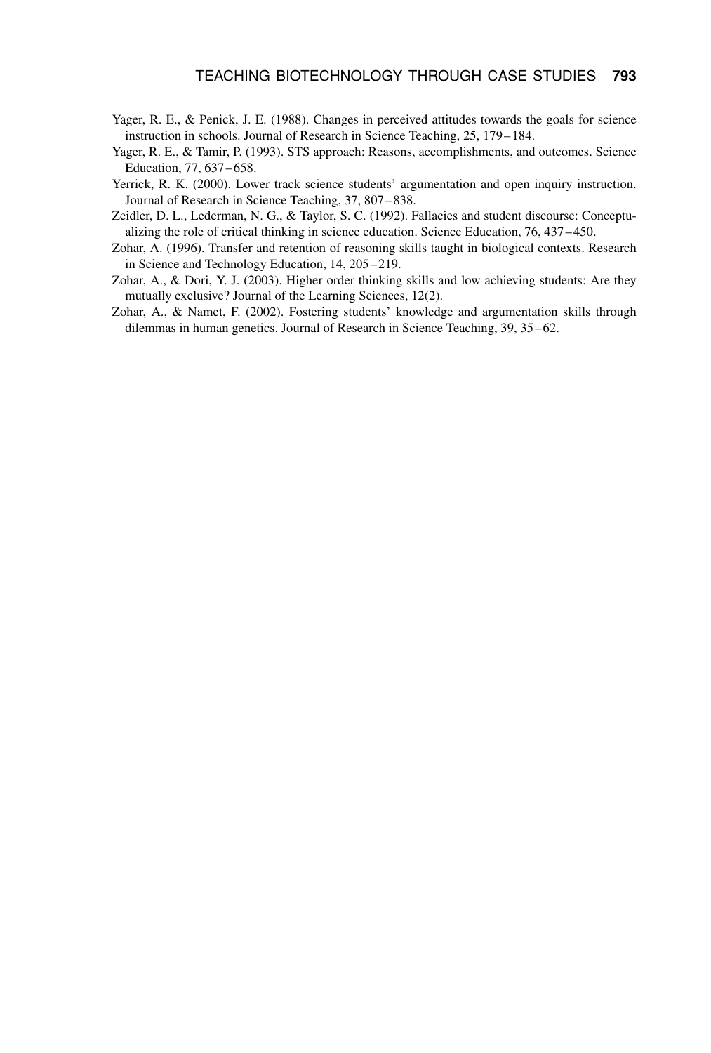Yager, R. E., & Penick, J. E. (1988). Changes in perceived attitudes towards the goals for science instruction in schools. Journal of Research in Science Teaching, 25, 179–184.

Yager, R. E., & Tamir, P. (1993). STS approach: Reasons, accomplishments, and outcomes. Science Education, 77, 637–658.

Yerrick, R. K. (2000). Lower track science students' argumentation and open inquiry instruction. Journal of Research in Science Teaching, 37, 807–838.

Zeidler, D. L., Lederman, N. G., & Taylor, S. C. (1992). Fallacies and student discourse: Conceptualizing the role of critical thinking in science education. Science Education, 76, 437–450.

Zohar, A. (1996). Transfer and retention of reasoning skills taught in biological contexts. Research in Science and Technology Education, 14, 205–219.

Zohar, A., & Dori, Y. J. (2003). Higher order thinking skills and low achieving students: Are they mutually exclusive? Journal of the Learning Sciences, 12(2).

Zohar, A., & Namet, F. (2002). Fostering students' knowledge and argumentation skills through dilemmas in human genetics. Journal of Research in Science Teaching, 39, 35–62.